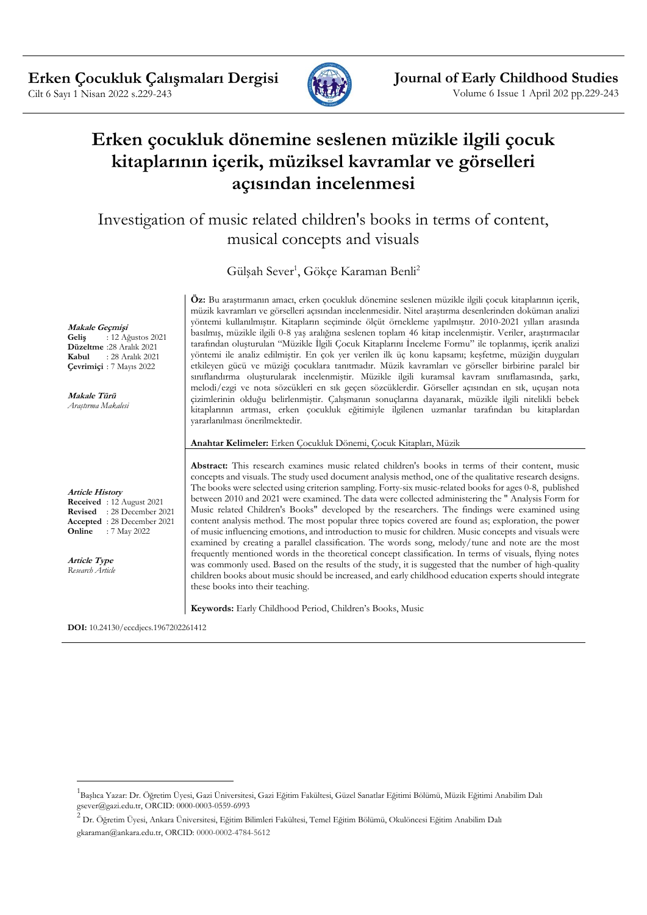# Erken çocukluk dönemine seslenen müzikle ilgili çocuk kitaplarının içerik, müziksel kavramlar ve görselleri açısından incelenmesi

## Investigation of music related children's books in terms of content, musical concepts and visuals

Gülşah Sever[1], Gökçe Karaman Benli[2]

***Makale Geçmişi***
**Geliş** : 12 Ağustos 2021
**Düzeltme** :28 Aralık 2021
**Kabul** : 28 Aralık 2021
**Çevrimiçi** : 7 Mayıs 2022

***Makale Türü***
*Araştırma Makalesi*

**Öz:** Bu araştırmanın amacı, erken çocukluk dönemine seslenen müzikle ilgili çocuk kitaplarının içerik, müzik kavramları ve görselleri açısından incelenmesidir. Nitel araştırma desenlerinden doküman analizi yöntemi kullanılmıştır. Kitapların seçiminde ölçüt örnekleme yapılmıştır. 2010-2021 yılları arasında basılmış, müzikle ilgili 0-8 yaş aralığına seslenen toplam 46 kitap incelenmiştir. Veriler, araştırmacılar tarafından oluşturulan "Müzikle İlgili Çocuk Kitaplarını İnceleme Formu" ile toplanmış, içerik analizi yöntemi ile analiz edilmiştir. En çok yer verilen ilk üç konu kapsamı; keşfetme, müziğin duyguları etkileyen gücü ve müziği çocuklara tanıtmadır. Müzik kavramları ve görseller birbirine paralel bir sınıflandırma oluşturularak incelenmiştir. Müzikle ilgili kuramsal kavram sınıflamasında, şarkı, melodi/ezgi ve nota sözcükleri en sık geçen sözcüklerdir. Görseller açısından en sık, uçuşan nota çizimlerinin olduğu belirlenmiştir. Çalışmanın sonuçlarına dayanarak, müzikle ilgili nitelikli bebek kitaplarının artması, erken çocukluk eğitimiyle ilgilenen uzmanlar tarafından bu kitaplardan yararlanılması önerilmektedir.

**Anahtar Kelimeler:** Erken Çocukluk Dönemi, Çocuk Kitapları, Müzik

***Article History***
**Received** : 12 August 2021
**Revised** : 28 December 2021
**Accepted** : 28 December 2021
**Online** : 7 May 2022

***Article Type***
*Research Article*

**Abstract:** This research examines music related children's books in terms of their content, music concepts and visuals. The study used document analysis method, one of the qualitative research designs. The books were selected using criterion sampling. Forty-six music-related books for ages 0-8, published between 2010 and 2021 were examined. The data were collected administering the " Analysis Form for Music related Children's Books" developed by the researchers. The findings were examined using content analysis method. The most popular three topics covered are found as; exploration, the power of music influencing emotions, and introduction to music for children. Music concepts and visuals were examined by creating a parallel classification. The words song, melody/tune and note are the most frequently mentioned words in the theoretical concept classification. In terms of visuals, flying notes was commonly used. Based on the results of the study, it is suggested that the number of high-quality children books about music should be increased, and early childhood education experts should integrate these books into their teaching.

**Keywords:** Early Childhood Period, Children's Books, Music

**DOI:** 10.24130/eccdjecs.1967202261412

---

[1] Başlıca Yazar: Dr. Öğretim Üyesi, Gazi Üniversitesi, Gazi Eğitim Fakültesi, Güzel Sanatlar Eğitimi Bölümü, Müzik Eğitimi Anabilim Dalı gsever@gazi.edu.tr, ORCID: 0000-0003-0559-6993

[2] Dr. Öğretim Üyesi, Ankara Üniversitesi, Eğitim Bilimleri Fakültesi, Temel Eğitim Bölümü, Okulöncesi Eğitim Anabilim Dalı gkaraman@ankara.edu.tr, ORCID: 0000-0002-4784-5612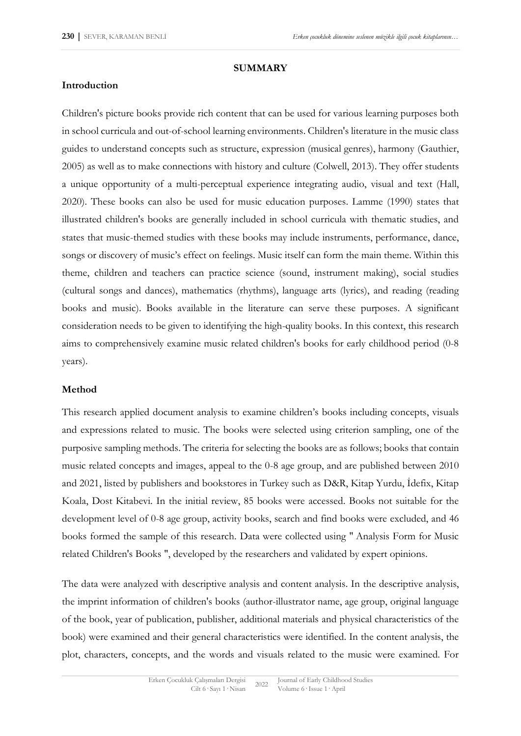## SUMMARY

### Introduction

Children's picture books provide rich content that can be used for various learning purposes both in school curricula and out-of-school learning environments. Children's literature in the music class guides to understand concepts such as structure, expression (musical genres), harmony (Gauthier, 2005) as well as to make connections with history and culture (Colwell, 2013). They offer students a unique opportunity of a multi-perceptual experience integrating audio, visual and text (Hall, 2020). These books can also be used for music education purposes. Lamme (1990) states that illustrated children's books are generally included in school curricula with thematic studies, and states that music-themed studies with these books may include instruments, performance, dance, songs or discovery of music's effect on feelings. Music itself can form the main theme. Within this theme, children and teachers can practice science (sound, instrument making), social studies (cultural songs and dances), mathematics (rhythms), language arts (lyrics), and reading (reading books and music). Books available in the literature can serve these purposes. A significant consideration needs to be given to identifying the high-quality books. In this context, this research aims to comprehensively examine music related children's books for early childhood period (0-8 years).

### Method

This research applied document analysis to examine children's books including concepts, visuals and expressions related to music. The books were selected using criterion sampling, one of the purposive sampling methods. The criteria for selecting the books are as follows; books that contain music related concepts and images, appeal to the 0-8 age group, and are published between 2010 and 2021, listed by publishers and bookstores in Turkey such as D&R, Kitap Yurdu, İdefix, Kitap Koala, Dost Kitabevi. In the initial review, 85 books were accessed. Books not suitable for the development level of 0-8 age group, activity books, search and find books were excluded, and 46 books formed the sample of this research. Data were collected using " Analysis Form for Music related Children's Books ", developed by the researchers and validated by expert opinions.

The data were analyzed with descriptive analysis and content analysis. In the descriptive analysis, the imprint information of children's books (author-illustrator name, age group, original language of the book, year of publication, publisher, additional materials and physical characteristics of the book) were examined and their general characteristics were identified. In the content analysis, the plot, characters, concepts, and the words and visuals related to the music were examined. For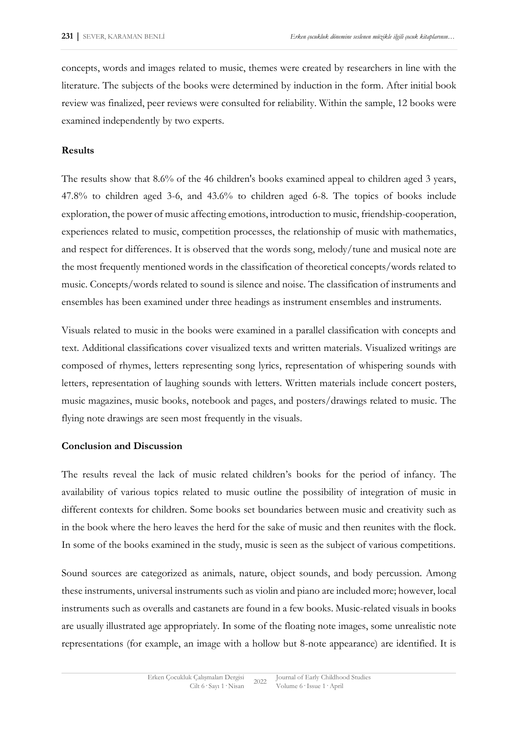concepts, words and images related to music, themes were created by researchers in line with the literature. The subjects of the books were determined by induction in the form. After initial book review was finalized, peer reviews were consulted for reliability. Within the sample, 12 books were examined independently by two experts.

**Results**

The results show that 8.6% of the 46 children's books examined appeal to children aged 3 years, 47.8% to children aged 3-6, and 43.6% to children aged 6-8. The topics of books include exploration, the power of music affecting emotions, introduction to music, friendship-cooperation, experiences related to music, competition processes, the relationship of music with mathematics, and respect for differences. It is observed that the words song, melody/tune and musical note are the most frequently mentioned words in the classification of theoretical concepts/words related to music. Concepts/words related to sound is silence and noise. The classification of instruments and ensembles has been examined under three headings as instrument ensembles and instruments.

Visuals related to music in the books were examined in a parallel classification with concepts and text. Additional classifications cover visualized texts and written materials. Visualized writings are composed of rhymes, letters representing song lyrics, representation of whispering sounds with letters, representation of laughing sounds with letters. Written materials include concert posters, music magazines, music books, notebook and pages, and posters/drawings related to music. The flying note drawings are seen most frequently in the visuals.

**Conclusion and Discussion**

The results reveal the lack of music related children's books for the period of infancy. The availability of various topics related to music outline the possibility of integration of music in different contexts for children. Some books set boundaries between music and creativity such as in the book where the hero leaves the herd for the sake of music and then reunites with the flock. In some of the books examined in the study, music is seen as the subject of various competitions.

Sound sources are categorized as animals, nature, object sounds, and body percussion. Among these instruments, universal instruments such as violin and piano are included more; however, local instruments such as overalls and castanets are found in a few books. Music-related visuals in books are usually illustrated age appropriately. In some of the floating note images, some unrealistic note representations (for example, an image with a hollow but 8-note appearance) are identified. It is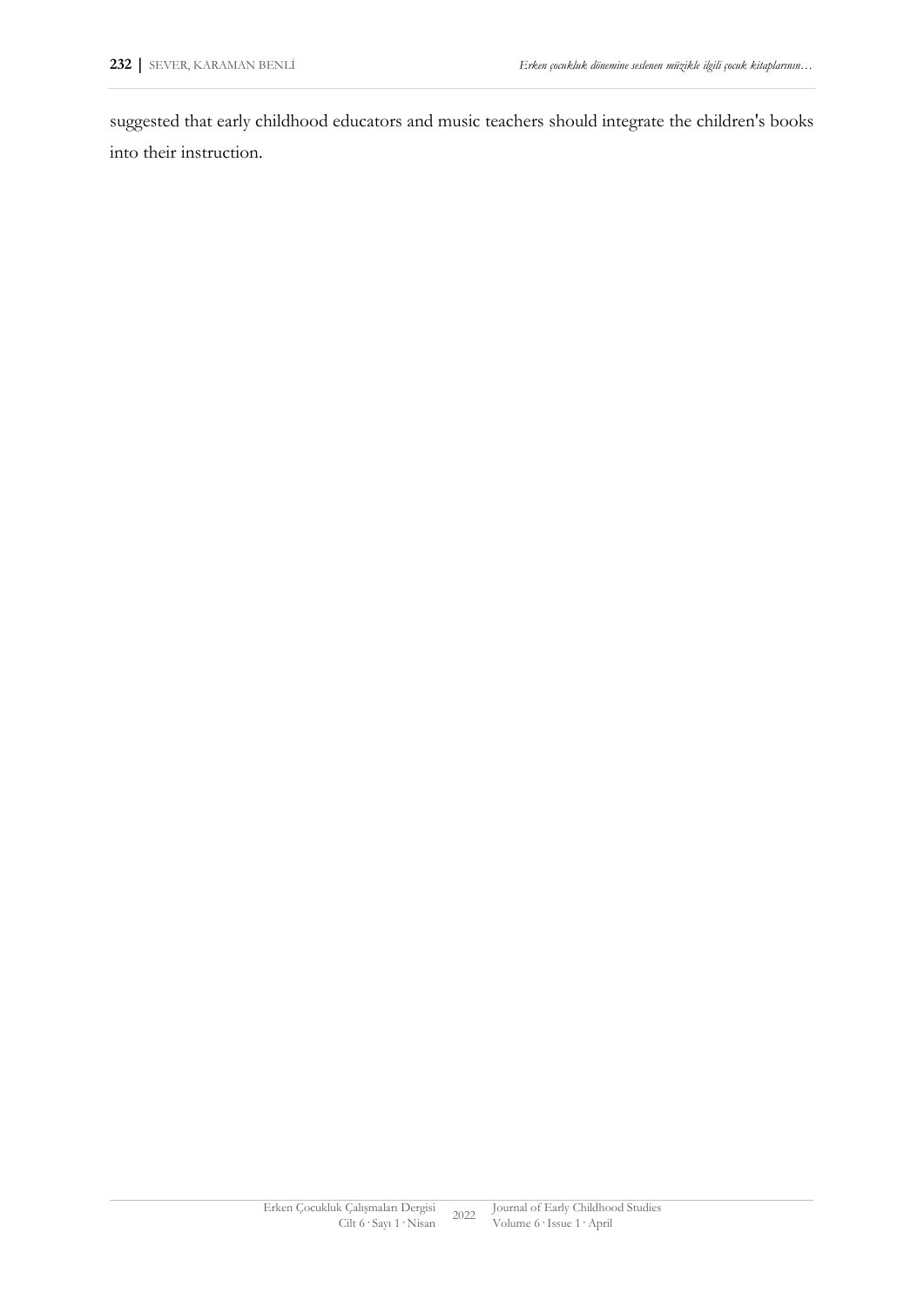suggested that early childhood educators and music teachers should integrate the children's books into their instruction.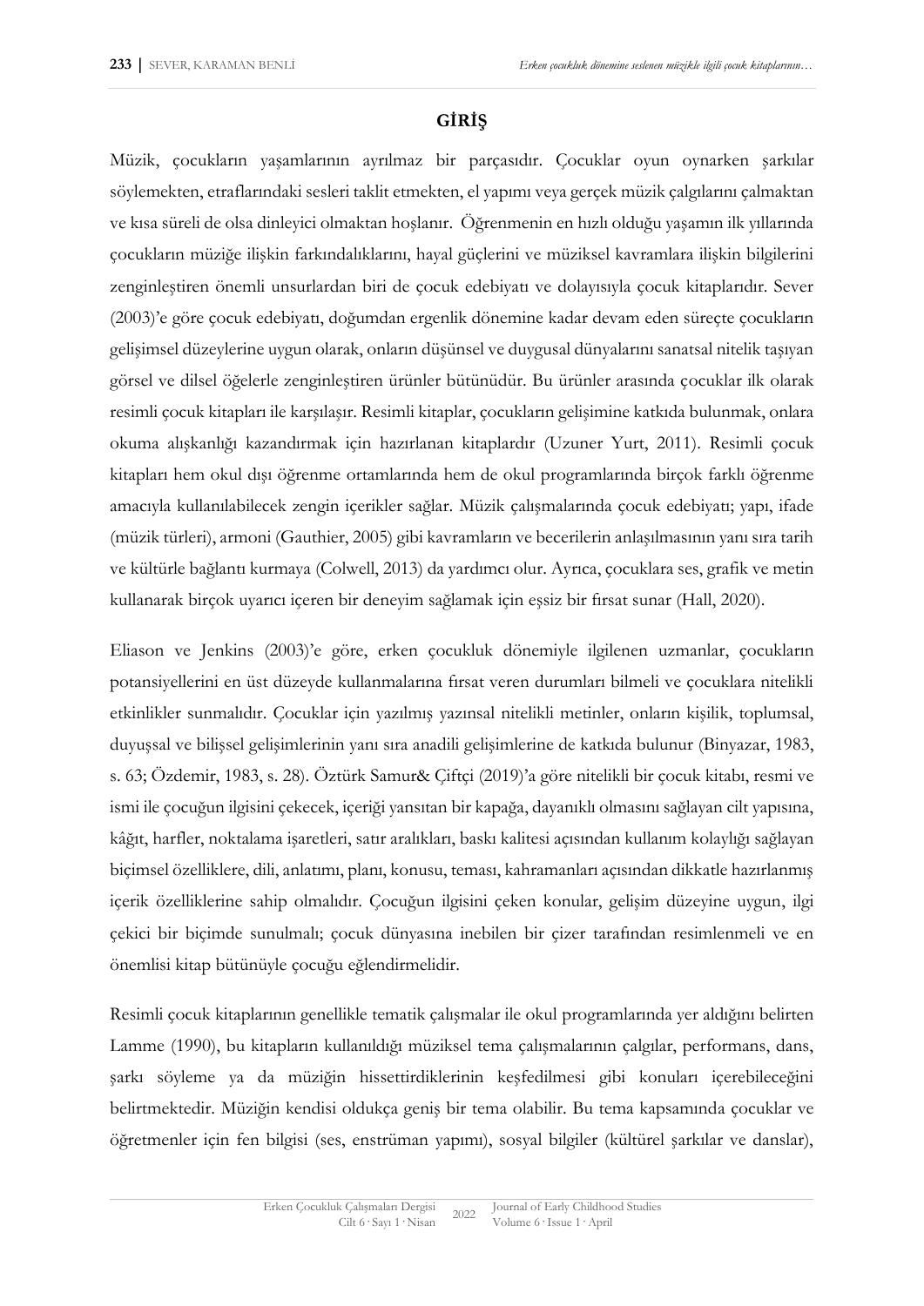## GİRİŞ

Müzik, çocukların yaşamlarının ayrılmaz bir parçasıdır. Çocuklar oyun oynarken şarkılar söylemekten, etraflarındaki sesleri taklit etmekten, el yapımı veya gerçek müzik çalgılarını çalmaktan ve kısa süreli de olsa dinleyici olmaktan hoşlanır. Öğrenmenin en hızlı olduğu yaşamın ilk yıllarında çocukların müziğe ilişkin farkındalıklarını, hayal güçlerini ve müziksel kavramlara ilişkin bilgilerini zenginleştiren önemli unsurlardan biri de çocuk edebiyatı ve dolayısıyla çocuk kitaplarıdır. Sever (2003)'e göre çocuk edebiyatı, doğumdan ergenlik dönemine kadar devam eden süreçte çocukların gelişimsel düzeylerine uygun olarak, onların düşünsel ve duygusal dünyalarını sanatsal nitelik taşıyan görsel ve dilsel öğelerle zenginleştiren ürünler bütünüdür. Bu ürünler arasında çocuklar ilk olarak resimli çocuk kitapları ile karşılaşır. Resimli kitaplar, çocukların gelişimine katkıda bulunmak, onlara okuma alışkanlığı kazandırmak için hazırlanan kitaplardır (Uzuner Yurt, 2011). Resimli çocuk kitapları hem okul dışı öğrenme ortamlarında hem de okul programlarında birçok farklı öğrenme amacıyla kullanılabilecek zengin içerikler sağlar. Müzik çalışmalarında çocuk edebiyatı; yapı, ifade (müzik türleri), armoni (Gauthier, 2005) gibi kavramların ve becerilerin anlaşılmasının yanı sıra tarih ve kültürle bağlantı kurmaya (Colwell, 2013) da yardımcı olur. Ayrıca, çocuklara ses, grafik ve metin kullanarak birçok uyarıcı içeren bir deneyim sağlamak için eşsiz bir fırsat sunar (Hall, 2020).

Eliason ve Jenkins (2003)'e göre, erken çocukluk dönemiyle ilgilenen uzmanlar, çocukların potansiyellerini en üst düzeyde kullanmalarına fırsat veren durumları bilmeli ve çocuklara nitelikli etkinlikler sunmalıdır. Çocuklar için yazılmış yazınsal nitelikli metinler, onların kişilik, toplumsal, duyuşsal ve bilişsel gelişimlerinin yanı sıra anadili gelişimlerine de katkıda bulunur (Binyazar, 1983, s. 63; Özdemir, 1983, s. 28). Öztürk Samur& Çiftçi (2019)'a göre nitelikli bir çocuk kitabı, resmi ve ismi ile çocuğun ilgisini çekecek, içeriği yansıtan bir kapağa, dayanıklı olmasını sağlayan cilt yapısına, kâğıt, harfler, noktalama işaretleri, satır aralıkları, baskı kalitesi açısından kullanım kolaylığı sağlayan biçimsel özelliklere, dili, anlatımı, planı, konusu, teması, kahramanları açısından dikkatle hazırlanmış içerik özelliklerine sahip olmalıdır. Çocuğun ilgisini çeken konular, gelişim düzeyine uygun, ilgi çekici bir biçimde sunulmalı; çocuk dünyasına inebilen bir çizer tarafından resimlenmeli ve en önemlisi kitap bütünüyle çocuğu eğlendirmelidir.

Resimli çocuk kitaplarının genellikle tematik çalışmalar ile okul programlarında yer aldığını belirten Lamme (1990), bu kitapların kullanıldığı müziksel tema çalışmalarının çalgılar, performans, dans, şarkı söyleme ya da müziğin hissettirdiklerinin keşfedilmesi gibi konuları içerebileceğini belirtmektedir. Müziğin kendisi oldukça geniş bir tema olabilir. Bu tema kapsamında çocuklar ve öğretmenler için fen bilgisi (ses, enstrüman yapımı), sosyal bilgiler (kültürel şarkılar ve danslar),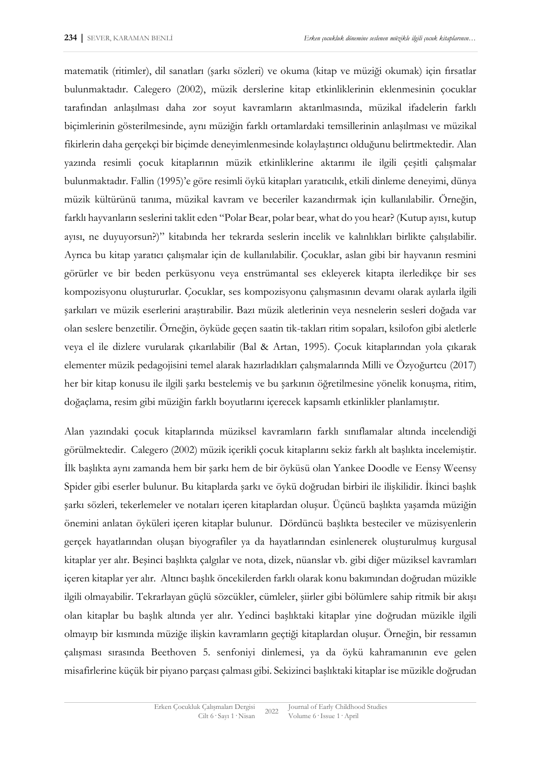matematik (ritimler), dil sanatları (şarkı sözleri) ve okuma (kitap ve müziği okumak) için fırsatlar bulunmaktadır. Calegero (2002), müzik derslerine kitap etkinliklerinin eklenmesinin çocuklar tarafından anlaşılması daha zor soyut kavramların aktarılmasında, müzikal ifadelerin farklı biçimlerinin gösterilmesinde, aynı müziğin farklı ortamlardaki temsillerinin anlaşılması ve müzikal fikirlerin daha gerçekçi bir biçimde deneyimlenmesinde kolaylaştırıcı olduğunu belirtmektedir. Alan yazında resimli çocuk kitaplarının müzik etkinliklerine aktarımı ile ilgili çeşitli çalışmalar bulunmaktadır. Fallin (1995)'e göre resimli öykü kitapları yaratıcılık, etkili dinleme deneyimi, dünya müzik kültürünü tanıma, müzikal kavram ve beceriler kazandırmak için kullanılabilir. Örneğin, farklı hayvanların seslerini taklit eden "Polar Bear, polar bear, what do you hear? (Kutup ayısı, kutup ayısı, ne duyuyorsun?)" kitabında her tekrarda seslerin incelik ve kalınlıkları birlikte çalışılabilir. Ayrıca bu kitap yaratıcı çalışmalar için de kullanılabilir. Çocuklar, aslan gibi bir hayvanın resmini görürler ve bir beden perküsyonu veya enstrümantal ses ekleyerek kitapta ilerledikçe bir ses kompozisyonu oluştururlar. Çocuklar, ses kompozisyonu çalışmasının devamı olarak ayılarla ilgili şarkıları ve müzik eserlerini araştırabilir. Bazı müzik aletlerinin veya nesnelerin sesleri doğada var olan seslere benzetilir. Örneğin, öyküde geçen saatin tik-takları ritim sopaları, ksilofon gibi aletlerle veya el ile dizlere vurularak çıkarılabilir (Bal & Artan, 1995). Çocuk kitaplarından yola çıkarak elementer müzik pedagojisini temel alarak hazırladıkları çalışmalarında Milli ve Özyoğurtcu (2017) her bir kitap konusu ile ilgili şarkı bestelemiş ve bu şarkının öğretilmesine yönelik konuşma, ritim, doğaçlama, resim gibi müziğin farklı boyutlarını içerecek kapsamlı etkinlikler planlamıştır.

Alan yazındaki çocuk kitaplarında müziksel kavramların farklı sınıflamalar altında incelendiği görülmektedir. Calegero (2002) müzik içerikli çocuk kitaplarını sekiz farklı alt başlıkta incelemiştir. İlk başlıkta aynı zamanda hem bir şarkı hem de bir öyküsü olan Yankee Doodle ve Eensy Weensy Spider gibi eserler bulunur. Bu kitaplarda şarkı ve öykü doğrudan birbiri ile ilişkilidir. İkinci başlık şarkı sözleri, tekerlemeler ve notaları içeren kitaplardan oluşur. Üçüncü başlıkta yaşamda müziğin önemini anlatan öyküleri içeren kitaplar bulunur. Dördüncü başlıkta besteciler ve müzisyenlerin gerçek hayatlarından oluşan biyografiler ya da hayatlarından esinlenerek oluşturulmuş kurgusal kitaplar yer alır. Beşinci başlıkta çalgılar ve nota, dizek, nüanslar vb. gibi diğer müziksel kavramları içeren kitaplar yer alır. Altıncı başlık öncekilerden farklı olarak konu bakımından doğrudan müzikle ilgili olmayabilir. Tekrarlayan güçlü sözcükler, cümleler, şiirler gibi bölümlere sahip ritmik bir akışı olan kitaplar bu başlık altında yer alır. Yedinci başlıktaki kitaplar yine doğrudan müzikle ilgili olmayıp bir kısmında müziğe ilişkin kavramların geçtiği kitaplardan oluşur. Örneğin, bir ressamın çalışması sırasında Beethoven 5. senfoniyi dinlemesi, ya da öykü kahramanının eve gelen misafirlerine küçük bir piyano parçası çalması gibi. Sekizinci başlıktaki kitaplar ise müzikle doğrudan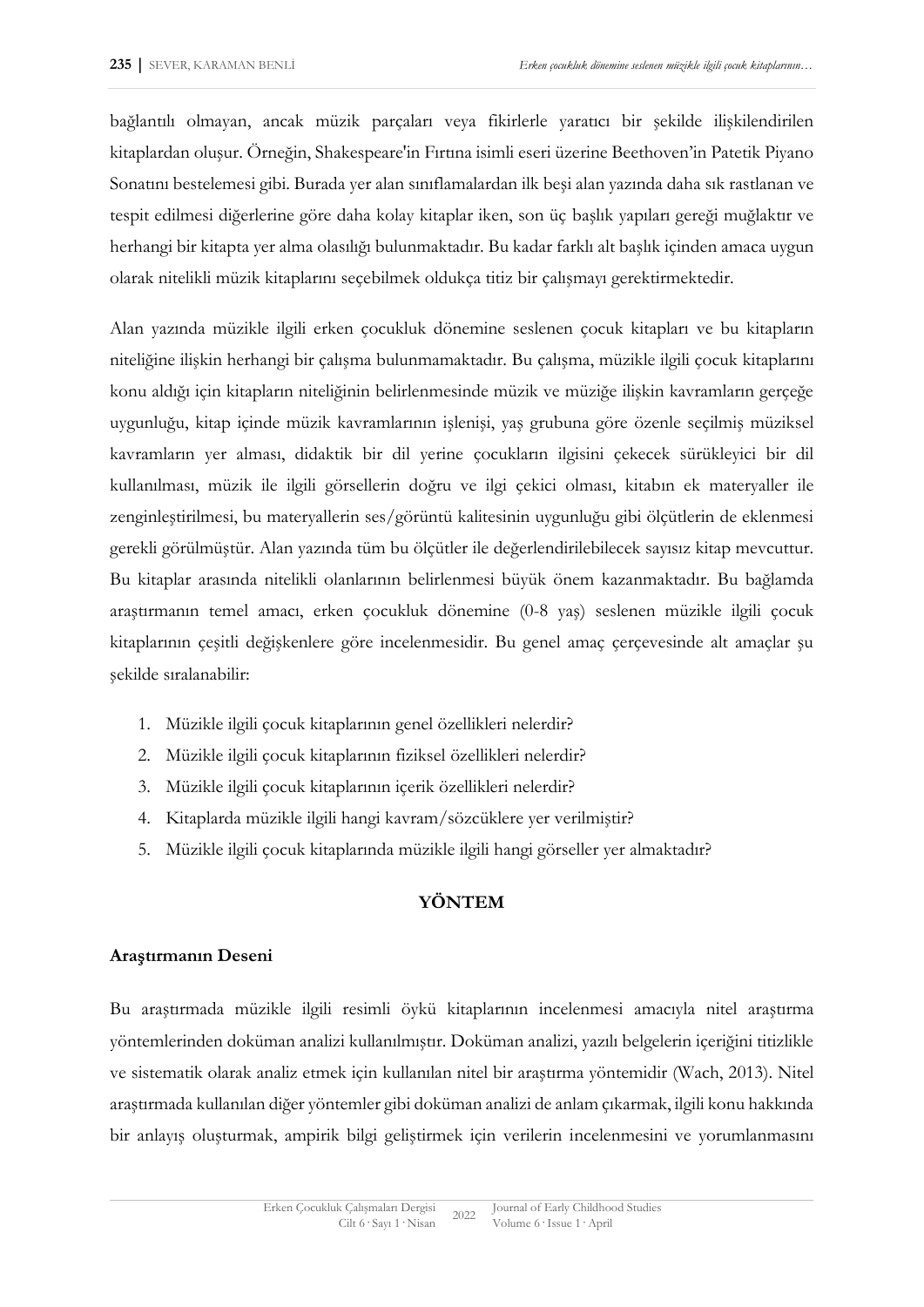bağlantılı olmayan, ancak müzik parçaları veya fikirlerle yaratıcı bir şekilde ilişkilendirilen kitaplardan oluşur. Örneğin, Shakespeare'in Fırtına isimli eseri üzerine Beethoven'in Patetik Piyano Sonatını bestelemesi gibi. Burada yer alan sınıflamalardan ilk beşi alan yazında daha sık rastlanan ve tespit edilmesi diğerlerine göre daha kolay kitaplar iken, son üç başlık yapıları gereği muğlaktır ve herhangi bir kitapta yer alma olasılığı bulunmaktadır. Bu kadar farklı alt başlık içinden amaca uygun olarak nitelikli müzik kitaplarını seçebilmek oldukça titiz bir çalışmayı gerektirmektedir.

Alan yazında müzikle ilgili erken çocukluk dönemine seslenen çocuk kitapları ve bu kitapların niteliğine ilişkin herhangi bir çalışma bulunmamaktadır. Bu çalışma, müzikle ilgili çocuk kitaplarını konu aldığı için kitapların niteliğinin belirlenmesinde müzik ve müziğe ilişkin kavramların gerçeğe uygunluğu, kitap içinde müzik kavramlarının işlenişi, yaş grubuna göre özenle seçilmiş müziksel kavramların yer alması, didaktik bir dil yerine çocukların ilgisini çekecek sürükleyici bir dil kullanılması, müzik ile ilgili görsellerin doğru ve ilgi çekici olması, kitabın ek materyaller ile zenginleştirilmesi, bu materyallerin ses/görüntü kalitesinin uygunluğu gibi ölçütlerin de eklenmesi gerekli görülmüştür. Alan yazında tüm bu ölçütler ile değerlendirilebilecek sayısız kitap mevcuttur. Bu kitaplar arasında nitelikli olanlarının belirlenmesi büyük önem kazanmaktadır. Bu bağlamda araştırmanın temel amacı, erken çocukluk dönemine (0-8 yaş) seslenen müzikle ilgili çocuk kitaplarının çeşitli değişkenlere göre incelenmesidir. Bu genel amaç çerçevesinde alt amaçlar şu şekilde sıralanabilir:

1. Müzikle ilgili çocuk kitaplarının genel özellikleri nelerdir?
2. Müzikle ilgili çocuk kitaplarının fiziksel özellikleri nelerdir?
3. Müzikle ilgili çocuk kitaplarının içerik özellikleri nelerdir?
4. Kitaplarda müzikle ilgili hangi kavram/sözcüklere yer verilmiştir?
5. Müzikle ilgili çocuk kitaplarında müzikle ilgili hangi görseller yer almaktadır?

## YÖNTEM

### Araştırmanın Deseni

Bu araştırmada müzikle ilgili resimli öykü kitaplarının incelenmesi amacıyla nitel araştırma yöntemlerinden doküman analizi kullanılmıştır. Doküman analizi, yazılı belgelerin içeriğini titizlikle ve sistematik olarak analiz etmek için kullanılan nitel bir araştırma yöntemidir (Wach, 2013). Nitel araştırmada kullanılan diğer yöntemler gibi doküman analizi de anlam çıkarmak, ilgili konu hakkında bir anlayış oluşturmak, ampirik bilgi geliştirmek için verilerin incelenmesini ve yorumlanmasını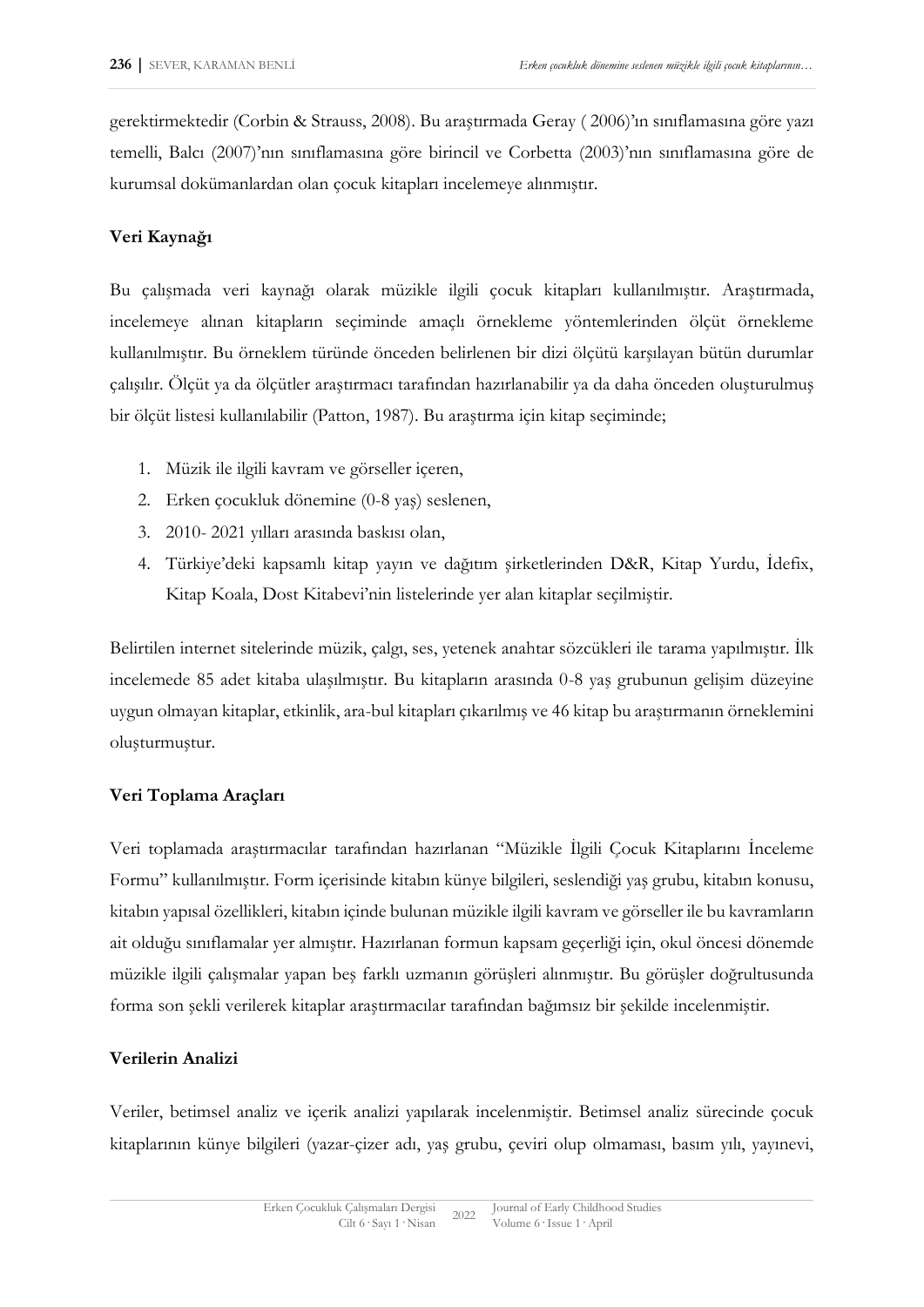gerektirmektedir (Corbin & Strauss, 2008). Bu araştırmada Geray ( 2006)'ın sınıflamasına göre yazı temelli, Balcı (2007)'nın sınıflamasına göre birincil ve Corbetta (2003)'nın sınıflamasına göre de kurumsal dokümanlardan olan çocuk kitapları incelemeye alınmıştır.

**Veri Kaynağı**

Bu çalışmada veri kaynağı olarak müzikle ilgili çocuk kitapları kullanılmıştır. Araştırmada, incelemeye alınan kitapların seçiminde amaçlı örnekleme yöntemlerinden ölçüt örnekleme kullanılmıştır. Bu örneklem türünde önceden belirlenen bir dizi ölçütü karşılayan bütün durumlar çalışılır. Ölçüt ya da ölçütler araştırmacı tarafından hazırlanabilir ya da daha önceden oluşturulmuş bir ölçüt listesi kullanılabilir (Patton, 1987). Bu araştırma için kitap seçiminde;

1. Müzik ile ilgili kavram ve görseller içeren,
2. Erken çocukluk dönemine (0-8 yaş) seslenen,
3. 2010- 2021 yılları arasında baskısı olan,
4. Türkiye'deki kapsamlı kitap yayın ve dağıtım şirketlerinden D&R, Kitap Yurdu, İdefix, Kitap Koala, Dost Kitabevi'nin listelerinde yer alan kitaplar seçilmiştir.

Belirtilen internet sitelerinde müzik, çalgı, ses, yetenek anahtar sözcükleri ile tarama yapılmıştır. İlk incelemede 85 adet kitaba ulaşılmıştır. Bu kitapların arasında 0-8 yaş grubunun gelişim düzeyine uygun olmayan kitaplar, etkinlik, ara-bul kitapları çıkarılmış ve 46 kitap bu araştırmanın örneklemini oluşturmuştur.

**Veri Toplama Araçları**

Veri toplamada araştırmacılar tarafından hazırlanan "Müzikle İlgili Çocuk Kitaplarını İnceleme Formu" kullanılmıştır. Form içerisinde kitabın künye bilgileri, seslendiği yaş grubu, kitabın konusu, kitabın yapısal özellikleri, kitabın içinde bulunan müzikle ilgili kavram ve görseller ile bu kavramların ait olduğu sınıflamalar yer almıştır. Hazırlanan formun kapsam geçerliği için, okul öncesi dönemde müzikle ilgili çalışmalar yapan beş farklı uzmanın görüşleri alınmıştır. Bu görüşler doğrultusunda forma son şekli verilerek kitaplar araştırmacılar tarafından bağımsız bir şekilde incelenmiştir.

**Verilerin Analizi**

Veriler, betimsel analiz ve içerik analizi yapılarak incelenmiştir. Betimsel analiz sürecinde çocuk kitaplarının künye bilgileri (yazar-çizer adı, yaş grubu, çeviri olup olmaması, basım yılı, yayınevi,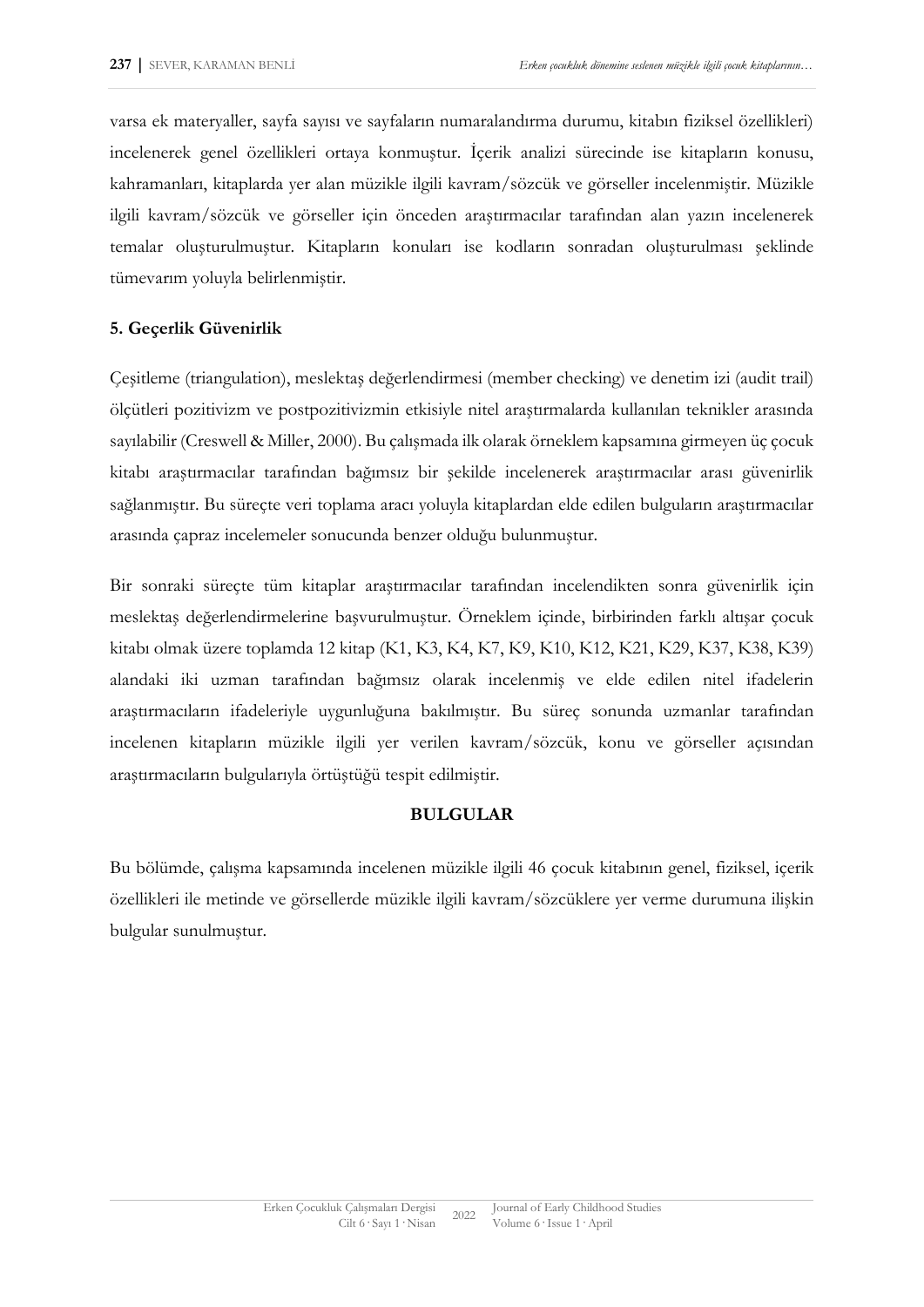varsa ek materyaller, sayfa sayısı ve sayfaların numaralandırma durumu, kitabın fiziksel özellikleri) incelenerek genel özellikleri ortaya konmuştur. İçerik analizi sürecinde ise kitapların konusu, kahramanları, kitaplarda yer alan müzikle ilgili kavram/sözcük ve görseller incelenmiştir. Müzikle ilgili kavram/sözcük ve görseller için önceden araştırmacılar tarafından alan yazın incelenerek temalar oluşturulmuştur. Kitapların konuları ise kodların sonradan oluşturulması şeklinde tümevarım yoluyla belirlenmiştir.

**5. Geçerlik Güvenirlik**

Çeşitleme (triangulation), meslektaş değerlendirmesi (member checking) ve denetim izi (audit trail) ölçütleri pozitivizm ve postpozitivizmin etkisiyle nitel araştırmalarda kullanılan teknikler arasında sayılabilir (Creswell & Miller, 2000). Bu çalışmada ilk olarak örneklem kapsamına girmeyen üç çocuk kitabı araştırmacılar tarafından bağımsız bir şekilde incelenerek araştırmacılar arası güvenirlik sağlanmıştır. Bu süreçte veri toplama aracı yoluyla kitaplardan elde edilen bulguların araştırmacılar arasında çapraz incelemeler sonucunda benzer olduğu bulunmuştur.

Bir sonraki süreçte tüm kitaplar araştırmacılar tarafından incelendikten sonra güvenirlik için meslektaş değerlendirmelerine başvurulmuştur. Örneklem içinde, birbirinden farklı altışar çocuk kitabı olmak üzere toplamda 12 kitap (K1, K3, K4, K7, K9, K10, K12, K21, K29, K37, K38, K39) alandaki iki uzman tarafından bağımsız olarak incelenmiş ve elde edilen nitel ifadelerin araştırmacıların ifadeleriyle uygunluğuna bakılmıştır. Bu süreç sonunda uzmanlar tarafından incelenen kitapların müzikle ilgili yer verilen kavram/sözcük, konu ve görseller açısından araştırmacıların bulgularıyla örtüştüğü tespit edilmiştir.

## BULGULAR

Bu bölümde, çalışma kapsamında incelenen müzikle ilgili 46 çocuk kitabının genel, fiziksel, içerik özellikleri ile metinde ve görsellerde müzikle ilgili kavram/sözcüklere yer verme durumuna ilişkin bulgular sunulmuştur.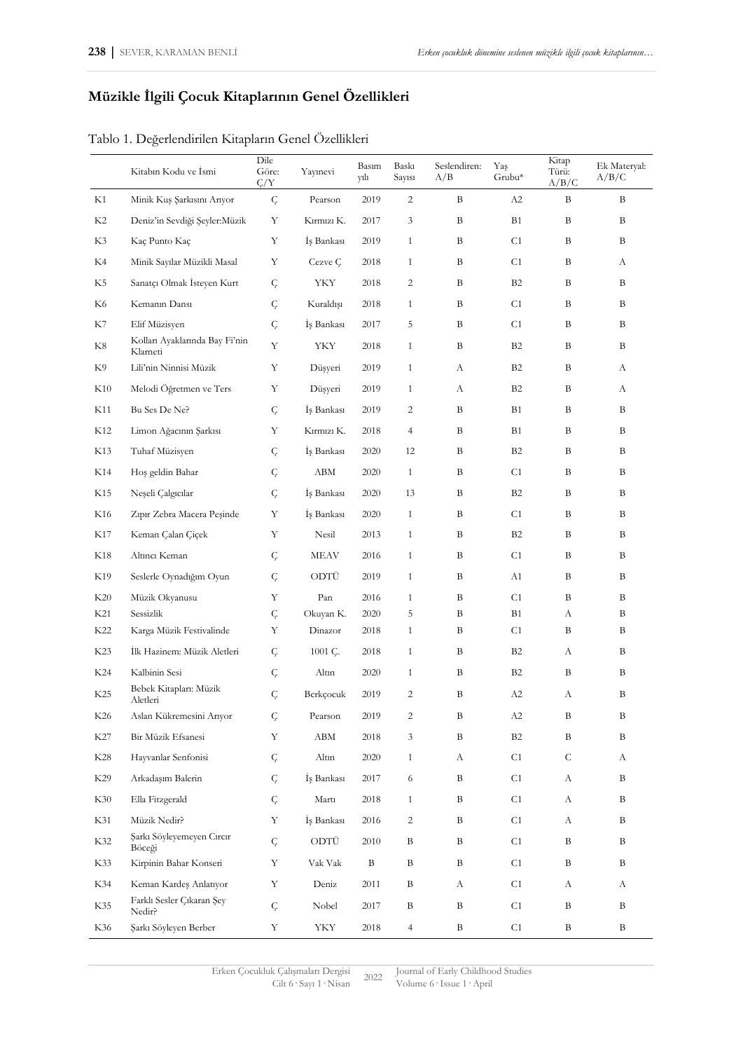## Müzikle İlgili Çocuk Kitaplarının Genel Özellikleri

Tablo 1. Değerlendirilen Kitapların Genel Özellikleri

| | Kitabın Kodu ve İsmi | Dile Göre: Ç/Y | Yayınevi | Basım yılı | Baskı Sayısı | Seslendiren: A/B | Yaş Grubu* | Kitap Türü: A/B/C | Ek Materyal: A/B/C |
|---|---|---|---|---|---|---|---|---|---|
| K1 | Minik Kuş Şarkısını Arıyor | Ç | Pearson | 2019 | 2 | B | A2 | B | B |
| K2 | Deniz'in Sevdiği Şeyler:Müzik | Y | Kırmızı K. | 2017 | 3 | B | B1 | B | B |
| K3 | Kaç Punto Kaç | Y | İş Bankası | 2019 | 1 | B | C1 | B | B |
| K4 | Minik Sayılar Müzikli Masal | Y | Cezve Ç | 2018 | 1 | B | C1 | B | A |
| K5 | Sanatçı Olmak İsteyen Kurt | Ç | YKY | 2018 | 2 | B | B2 | B | B |
| K6 | Kemanın Dansı | Ç | Kuraldışı | 2018 | 1 | B | C1 | B | B |
| K7 | Elif Müzisyen | Ç | İş Bankası | 2017 | 5 | B | C1 | B | B |
| K8 | Kolları Ayaklarında Bay Fi'nin Klarneti | Y | YKY | 2018 | 1 | B | B2 | B | B |
| K9 | Lili'nin Ninnisi Müzik | Y | Düşyeri | 2019 | 1 | A | B2 | B | A |
| K10 | Melodi Öğretmen ve Ters | Y | Düşyeri | 2019 | 1 | A | B2 | B | A |
| K11 | Bu Ses De Ne? | Ç | İş Bankası | 2019 | 2 | B | B1 | B | B |
| K12 | Limon Ağacının Şarkısı | Y | Kırmızı K. | 2018 | 4 | B | B1 | B | B |
| K13 | Tuhaf Müzisyen | Ç | İş Bankası | 2020 | 12 | B | B2 | B | B |
| K14 | Hoş geldin Bahar | Ç | ABM | 2020 | 1 | B | C1 | B | B |
| K15 | Neşeli Çalgıcılar | Ç | İş Bankası | 2020 | 13 | B | B2 | B | B |
| K16 | Zıpır Zebra Macera Peşinde | Y | İş Bankası | 2020 | 1 | B | C1 | B | B |
| K17 | Keman Çalan Çiçek | Y | Nesil | 2013 | 1 | B | B2 | B | B |
| K18 | Altıncı Keman | Ç | MEAV | 2016 | 1 | B | C1 | B | B |
| K19 | Seslerle Oynadığım Oyun | Ç | ODTÜ | 2019 | 1 | B | A1 | B | B |
| K20 | Müzik Okyanusu | Y | Pan | 2016 | 1 | B | C1 | B | B |
| K21 | Sessizlik | Ç | Okuyan K. | 2020 | 5 | B | B1 | A | B |
| K22 | Karga Müzik Festivalinde | Y | Dinazor | 2018 | 1 | B | C1 | B | B |
| K23 | İlk Hazinem: Müzik Aletleri | Ç | 1001 Ç. | 2018 | 1 | B | B2 | A | B |
| K24 | Kalbinin Sesi | Ç | Altın | 2020 | 1 | B | B2 | B | B |
| K25 | Bebek Kitapları: Müzik Aletleri | Ç | Berkçocuk | 2019 | 2 | B | A2 | A | B |
| K26 | Aslan Kükremesini Arıyor | Ç | Pearson | 2019 | 2 | B | A2 | B | B |
| K27 | Bir Müzik Efsanesi | Y | ABM | 2018 | 3 | B | B2 | B | B |
| K28 | Hayvanlar Senfonisi | Ç | Altın | 2020 | 1 | A | C1 | C | A |
| K29 | Arkadaşım Balerin | Ç | İş Bankası | 2017 | 6 | B | C1 | A | B |
| K30 | Ella Fitzgerald | Ç | Martı | 2018 | 1 | B | C1 | A | B |
| K31 | Müzik Nedir? | Y | İş Bankası | 2016 | 2 | B | C1 | A | B |
| K32 | Şarkı Söyleyemeyen Cırcır Böceği | Ç | ODTÜ | 2010 | B | B | C1 | B | B |
| K33 | Kirpinin Bahar Konseri | Y | Vak Vak | B | B | B | C1 | B | B |
| K34 | Keman Kardeş Anlatıyor | Y | Deniz | 2011 | B | A | C1 | A | A |
| K35 | Farklı Sesler Çıkaran Şey Nedir? | Ç | Nobel | 2017 | B | B | C1 | B | B |
| K36 | Şarkı Söyleyen Berber | Y | YKY | 2018 | 4 | B | C1 | B | B |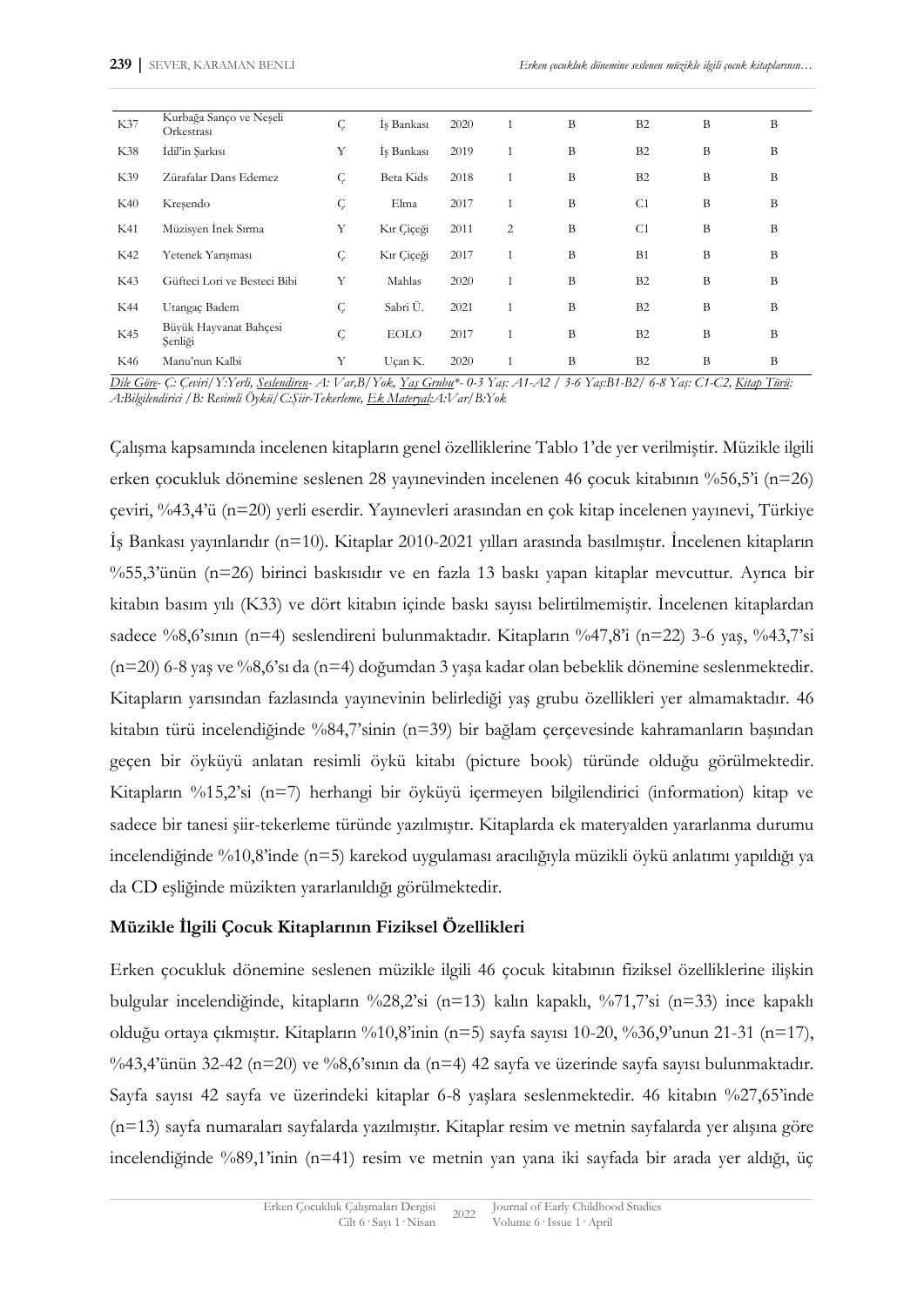| K37 | Kurbağa Sanço ve Neşeli Orkestrası | Ç | İş Bankası | 2020 | 1 | B | B2 | B | B |
|---|---|---|---|---|---|---|---|---|---|
| K38 | İdil'in Şarkısı | Y | İş Bankası | 2019 | 1 | B | B2 | B | B |
| K39 | Zürafalar Dans Edemez | Ç | Beta Kids | 2018 | 1 | B | B2 | B | B |
| K40 | Kreşendo | Ç | Elma | 2017 | 1 | B | C1 | B | B |
| K41 | Müzisyen İnek Sırma | Y | Kır Çiçeği | 2011 | 2 | B | C1 | B | B |
| K42 | Yetenek Yarışması | Ç | Kır Çiçeği | 2017 | 1 | B | B1 | B | B |
| K43 | Güfteci Lori ve Besteci Bibi | Y | Mahlas | 2020 | 1 | B | B2 | B | B |
| K44 | Utangaç Badem | Ç | Sabri Ü. | 2021 | 1 | B | B2 | B | B |
| K45 | Büyük Hayvanat Bahçesi Şenliği | Ç | EOLO | 2017 | 1 | B | B2 | B | B |
| K46 | Manu'nun Kalbi | Y | Uçan K. | 2020 | 1 | B | B2 | B | B |

*Dile Göre- Ç: Çeviri/Y:Yerli, Seslendiren- A: Var,B/Yok, Yaş Grubu\*- 0-3 Yaş: A1-A2 / 3-6 Yaş:B1-B2/ 6-8 Yaş: C1-C2, Kitap Türü: A:Bilgilendirici /B: Resimli Öykü/C:Şiir-Tekerleme, Ek Materyal:A:Var/B:Yok*

Çalışma kapsamında incelenen kitapların genel özelliklerine Tablo 1'de yer verilmiştir. Müzikle ilgili erken çocukluk dönemine seslenen 28 yayınevinden incelenen 46 çocuk kitabının %56,5'i (n=26) çeviri, %43,4'ü (n=20) yerli eserdir. Yayınevleri arasından en çok kitap incelenen yayınevi, Türkiye İş Bankası yayınlarıdır (n=10). Kitaplar 2010-2021 yılları arasında basılmıştır. İncelenen kitapların %55,3'ünün (n=26) birinci baskısıdır ve en fazla 13 baskı yapan kitaplar mevcuttur. Ayrıca bir kitabın basım yılı (K33) ve dört kitabın içinde baskı sayısı belirtilmemiştir. İncelenen kitaplardan sadece %8,6'sının (n=4) seslendireni bulunmaktadır. Kitapların %47,8'i (n=22) 3-6 yaş, %43,7'si (n=20) 6-8 yaş ve %8,6'sı da (n=4) doğumdan 3 yaşa kadar olan bebeklik dönemine seslenmektedir. Kitapların yarısından fazlasında yayınevinin belirlediği yaş grubu özellikleri yer almamaktadır. 46 kitabın türü incelendiğinde %84,7'sinin (n=39) bir bağlam çerçevesinde kahramanların başından geçen bir öyküyü anlatan resimli öykü kitabı (picture book) türünde olduğu görülmektedir. Kitapların %15,2'si (n=7) herhangi bir öyküyü içermeyen bilgilendirici (information) kitap ve sadece bir tanesi şiir-tekerleme türünde yazılmıştır. Kitaplarda ek materyalden yararlanma durumu incelendiğinde %10,8'inde (n=5) karekod uygulaması aracılığıyla müzikli öykü anlatımı yapıldığı ya da CD eşliğinde müzikten yararlanıldığı görülmektedir.

### Müzikle İlgili Çocuk Kitaplarının Fiziksel Özellikleri

Erken çocukluk dönemine seslenen müzikle ilgili 46 çocuk kitabının fiziksel özelliklerine ilişkin bulgular incelendiğinde, kitapların %28,2'si (n=13) kalın kapaklı, %71,7'si (n=33) ince kapaklı olduğu ortaya çıkmıştır. Kitapların %10,8'inin (n=5) sayfa sayısı 10-20, %36,9'unun 21-31 (n=17), %43,4'ünün 32-42 (n=20) ve %8,6'sının da (n=4) 42 sayfa ve üzerinde sayfa sayısı bulunmaktadır. Sayfa sayısı 42 sayfa ve üzerindeki kitaplar 6-8 yaşlara seslenmektedir. 46 kitabın %27,65'inde (n=13) sayfa numaraları sayfalarda yazılmıştır. Kitaplar resim ve metnin sayfalarda yer alışına göre incelendiğinde %89,1'inin (n=41) resim ve metnin yan yana iki sayfada bir arada yer aldığı, üç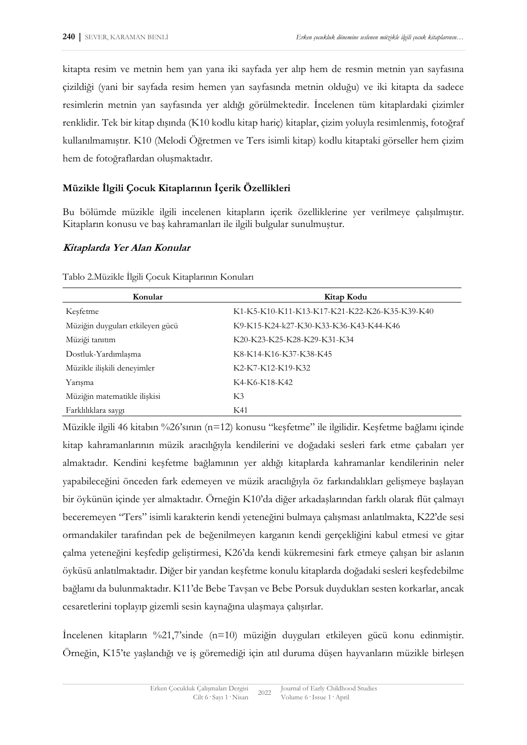kitapta resim ve metnin hem yan yana iki sayfada yer alıp hem de resmin metnin yan sayfasına çizildiği (yani bir sayfada resim hemen yan sayfasında metnin olduğu) ve iki kitapta da sadece resimlerin metnin yan sayfasında yer aldığı görülmektedir. İncelenen tüm kitaplardaki çizimler renklidir. Tek bir kitap dışında (K10 kodlu kitap hariç) kitaplar, çizim yoluyla resimlenmiş, fotoğraf kullanılmamıştır. K10 (Melodi Öğretmen ve Ters isimli kitap) kodlu kitaptaki görseller hem çizim hem de fotoğraflardan oluşmaktadır.

### Müzikle İlgili Çocuk Kitaplarının İçerik Özellikleri

Bu bölümde müzikle ilgili incelenen kitapların içerik özelliklerine yer verilmeye çalışılmıştır. Kitapların konusu ve baş kahramanları ile ilgili bulgular sunulmuştur.

#### *Kitaplarda Yer Alan Konular*

Tablo 2.Müzikle İlgili Çocuk Kitaplarının Konuları

| Konular | Kitap Kodu |
|---|---|
| Keşfetme | K1-K5-K10-K11-K13-K17-K21-K22-K26-K35-K39-K40 |
| Müziğin duyguları etkileyen gücü | K9-K15-K24-k27-K30-K33-K36-K43-K44-K46 |
| Müziği tanıtım | K20-K23-K25-K28-K29-K31-K34 |
| Dostluk-Yardımlaşma | K8-K14-K16-K37-K38-K45 |
| Müzikle ilişkili deneyimler | K2-K7-K12-K19-K32 |
| Yarışma | K4-K6-K18-K42 |
| Müziğin matematikle ilişkisi | K3 |
| Farklılıklara saygı | K41 |

Müzikle ilgili 46 kitabın %26'sının (n=12) konusu "keşfetme" ile ilgilidir. Keşfetme bağlamı içinde kitap kahramanlarının müzik aracılığıyla kendilerini ve doğadaki sesleri fark etme çabaları yer almaktadır. Kendini keşfetme bağlamının yer aldığı kitaplarda kahramanlar kendilerinin neler yapabileceğini önceden fark edemeyen ve müzik aracılığıyla öz farkındalıkları gelişmeye başlayan bir öykünün içinde yer almaktadır. Örneğin K10'da diğer arkadaşlarından farklı olarak flüt çalmayı beceremeyen "Ters" isimli karakterin kendi yeteneğini bulmaya çalışması anlatılmakta, K22'de sesi ormandakiler tarafından pek de beğenilmeyen karganın kendi gerçekliğini kabul etmesi ve gitar çalma yeteneğini keşfedip geliştirmesi, K26'da kendi kükremesini fark etmeye çalışan bir aslanın öyküsü anlatılmaktadır. Diğer bir yandan keşfetme konulu kitaplarda doğadaki sesleri keşfedebilme bağlamı da bulunmaktadır. K11'de Bebe Tavşan ve Bebe Porsuk duydukları sesten korkarlar, ancak cesaretlerini toplayıp gizemli sesin kaynağına ulaşmaya çalışırlar.

İncelenen kitapların %21,7'sinde (n=10) müziğin duyguları etkileyen gücü konu edinmiştir. Örneğin, K15'te yaşlandığı ve iş göremediği için atıl duruma düşen hayvanların müzikle birleşen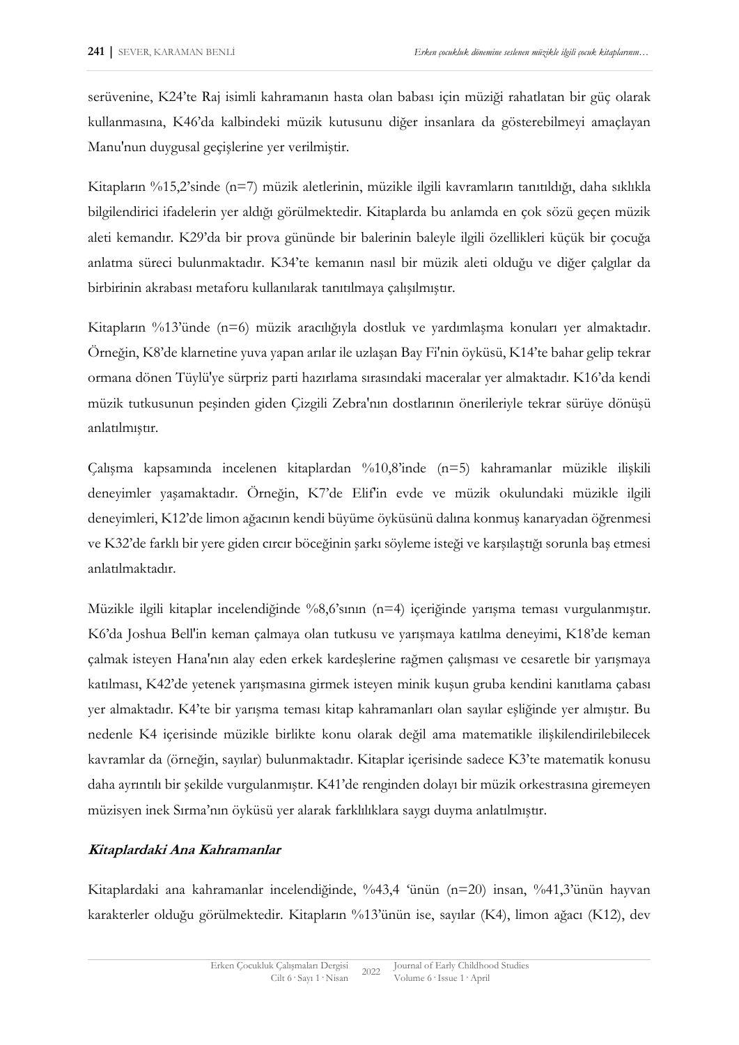serüvenine, K24'te Raj isimli kahramanın hasta olan babası için müziği rahatlatan bir güç olarak kullanmasına, K46'da kalbindeki müzik kutusunu diğer insanlara da gösterebilmeyi amaçlayan Manu'nun duygusal geçişlerine yer verilmiştir.

Kitapların %15,2'sinde (n=7) müzik aletlerinin, müzikle ilgili kavramların tanıtıldığı, daha sıklıkla bilgilendirici ifadelerin yer aldığı görülmektedir. Kitaplarda bu anlamda en çok sözü geçen müzik aleti kemandır. K29'da bir prova gününde bir balerinin baleyle ilgili özellikleri küçük bir çocuğa anlatma süreci bulunmaktadır. K34'te kemanın nasıl bir müzik aleti olduğu ve diğer çalgılar da birbirinin akrabası metaforu kullanılarak tanıtılmaya çalışılmıştır.

Kitapların %13'ünde (n=6) müzik aracılığıyla dostluk ve yardımlaşma konuları yer almaktadır. Örneğin, K8'de klarnetine yuva yapan arılar ile uzlaşan Bay Fi'nin öyküsü, K14'te bahar gelip tekrar ormana dönen Tüylü'ye sürpriz parti hazırlama sırasındaki maceralar yer almaktadır. K16'da kendi müzik tutkusunun peşinden giden Çizgili Zebra'nın dostlarının önerileriyle tekrar sürüye dönüşü anlatılmıştır.

Çalışma kapsamında incelenen kitaplardan %10,8'inde (n=5) kahramanlar müzikle ilişkili deneyimler yaşamaktadır. Örneğin, K7'de Elif'in evde ve müzik okulundaki müzikle ilgili deneyimleri, K12'de limon ağacının kendi büyüme öyküsünü dalına konmuş kanaryadan öğrenmesi ve K32'de farklı bir yere giden cırcır böceğinin şarkı söyleme isteği ve karşılaştığı sorunla baş etmesi anlatılmaktadır.

Müzikle ilgili kitaplar incelendiğinde %8,6'sının (n=4) içeriğinde yarışma teması vurgulanmıştır. K6'da Joshua Bell'in keman çalmaya olan tutkusu ve yarışmaya katılma deneyimi, K18'de keman çalmak isteyen Hana'nın alay eden erkek kardeşlerine rağmen çalışması ve cesaretle bir yarışmaya katılması, K42'de yetenek yarışmasına girmek isteyen minik kuşun gruba kendini kanıtlama çabası yer almaktadır. K4'te bir yarışma teması kitap kahramanları olan sayılar eşliğinde yer almıştır. Bu nedenle K4 içerisinde müzikle birlikte konu olarak değil ama matematikle ilişkilendirilebilecek kavramlar da (örneğin, sayılar) bulunmaktadır. Kitaplar içerisinde sadece K3'te matematik konusu daha ayrıntılı bir şekilde vurgulanmıştır. K41'de renginden dolayı bir müzik orkestrasına giremeyen müzisyen inek Sırma'nın öyküsü yer alarak farklılıklara saygı duyma anlatılmıştır.

### *Kitaplardaki Ana Kahramanlar*

Kitaplardaki ana kahramanlar incelendiğinde, %43,4 'ünün (n=20) insan, %41,3'ünün hayvan karakterler olduğu görülmektedir. Kitapların %13'ünün ise, sayılar (K4), limon ağacı (K12), dev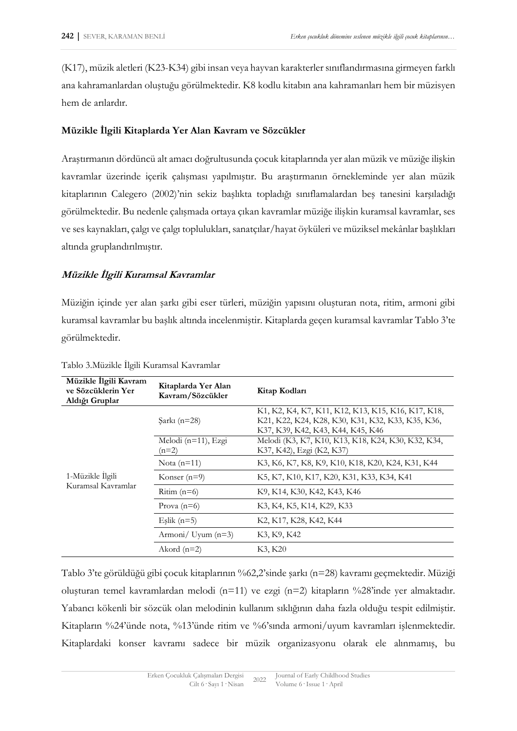(K17), müzik aletleri (K23-K34) gibi insan veya hayvan karakterler sınıflandırmasına girmeyen farklı ana kahramanlardan oluştuğu görülmektedir. K8 kodlu kitabın ana kahramanları hem bir müzisyen hem de arılardır.

### Müzikle İlgili Kitaplarda Yer Alan Kavram ve Sözcükler

Araştırmanın dördüncü alt amacı doğrultusunda çocuk kitaplarında yer alan müzik ve müziğe ilişkin kavramlar üzerinde içerik çalışması yapılmıştır. Bu araştırmanın örnekleminde yer alan müzik kitaplarının Calegero (2002)'nin sekiz başlıkta topladığı sınıflamalardan beş tanesini karşıladığı görülmektedir. Bu nedenle çalışmada ortaya çıkan kavramlar müziğe ilişkin kuramsal kavramlar, ses ve ses kaynakları, çalgı ve çalgı toplulukları, sanatçılar/hayat öyküleri ve müziksel mekânlar başlıkları altında gruplandırılmıştır.

#### *Müzikle İlgili Kuramsal Kavramlar*

Müziğin içinde yer alan şarkı gibi eser türleri, müziğin yapısını oluşturan nota, ritim, armoni gibi kuramsal kavramlar bu başlık altında incelenmiştir. Kitaplarda geçen kuramsal kavramlar Tablo 3'te görülmektedir.

Tablo 3.Müzikle İlgili Kuramsal Kavramlar

| Müzikle İlgili Kavram ve Sözcüklerin Yer Aldığı Gruplar | Kitaplarda Yer Alan Kavram/Sözcükler | Kitap Kodları |
|---|---|---|
| 1-Müzikle İlgili Kuramsal Kavramlar | Şarkı (n=28) | K1, K2, K4, K7, K11, K12, K13, K15, K16, K17, K18, K21, K22, K24, K28, K30, K31, K32, K33, K35, K36, K37, K39, K42, K43, K44, K45, K46 |
| | Melodi (n=11), Ezgi (n=2) | Melodi (K3, K7, K10, K13, K18, K24, K30, K32, K34, K37, K42), Ezgi (K2, K37) |
| | Nota (n=11) | K3, K6, K7, K8, K9, K10, K18, K20, K24, K31, K44 |
| | Konser (n=9) | K5, K7, K10, K17, K20, K31, K33, K34, K41 |
| | Ritim (n=6) | K9, K14, K30, K42, K43, K46 |
| | Prova (n=6) | K3, K4, K5, K14, K29, K33 |
| | Eşlik (n=5) | K2, K17, K28, K42, K44 |
| | Armoni/ Uyum (n=3) | K3, K9, K42 |
| | Akord (n=2) | K3, K20 |

Tablo 3'te görüldüğü gibi çocuk kitaplarının %62,2'sinde şarkı (n=28) kavramı geçmektedir. Müziği oluşturan temel kavramlardan melodi (n=11) ve ezgi (n=2) kitapların %28'inde yer almaktadır. Yabancı kökenli bir sözcük olan melodinin kullanım sıklığının daha fazla olduğu tespit edilmiştir. Kitapların %24'ünde nota, %13'ünde ritim ve %6'sında armoni/uyum kavramları işlenmektedir. Kitaplardaki konser kavramı sadece bir müzik organizasyonu olarak ele alınmamış, bu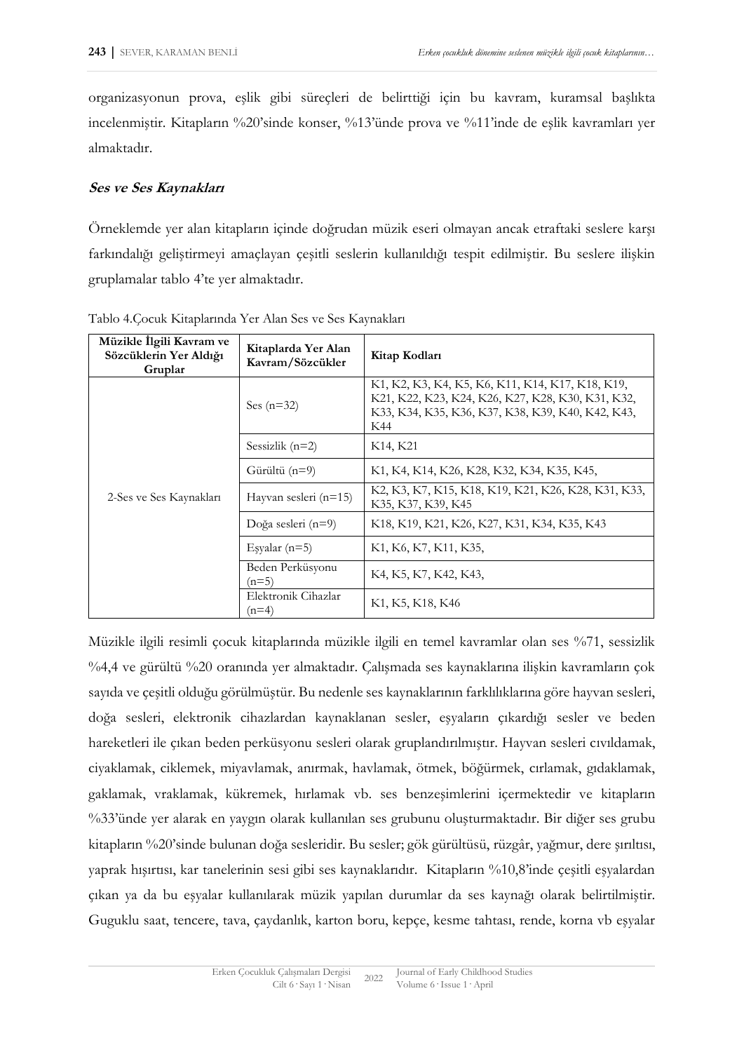organizasyonun prova, eşlik gibi süreçleri de belirttiği için bu kavram, kuramsal başlıkta incelenmiştir. Kitapların %20'sinde konser, %13'ünde prova ve %11'inde de eşlik kavramları yer almaktadır.

### *Ses ve Ses Kaynakları*

Örneklemde yer alan kitapların içinde doğrudan müzik eseri olmayan ancak etraftaki seslere karşı farkındalığı geliştirmeyi amaçlayan çeşitli seslerin kullanıldığı tespit edilmiştir. Bu seslere ilişkin gruplamalar tablo 4'te yer almaktadır.

Tablo 4.Çocuk Kitaplarında Yer Alan Ses ve Ses Kaynakları

| Müzikle İlgili Kavram ve Sözcüklerin Yer Aldığı Gruplar | Kitaplarda Yer Alan Kavram/Sözcükler | Kitap Kodları |
|---|---|---|
| 2-Ses ve Ses Kaynakları | Ses (n=32) | K1, K2, K3, K4, K5, K6, K11, K14, K17, K18, K19, K21, K22, K23, K24, K26, K27, K28, K30, K31, K32, K33, K34, K35, K36, K37, K38, K39, K40, K42, K43, K44 |
| | Sessizlik (n=2) | K14, K21 |
| | Gürültü (n=9) | K1, K4, K14, K26, K28, K32, K34, K35, K45, |
| | Hayvan sesleri (n=15) | K2, K3, K7, K15, K18, K19, K21, K26, K28, K31, K33, K35, K37, K39, K45 |
| | Doğa sesleri (n=9) | K18, K19, K21, K26, K27, K31, K34, K35, K43 |
| | Eşyalar (n=5) | K1, K6, K7, K11, K35, |
| | Beden Perküsyonu (n=5) | K4, K5, K7, K42, K43, |
| | Elektronik Cihazlar (n=4) | K1, K5, K18, K46 |

Müzikle ilgili resimli çocuk kitaplarında müzikle ilgili en temel kavramlar olan ses %71, sessizlik %4,4 ve gürültü %20 oranında yer almaktadır. Çalışmada ses kaynaklarına ilişkin kavramların çok sayıda ve çeşitli olduğu görülmüştür. Bu nedenle ses kaynaklarının farklılıklarına göre hayvan sesleri, doğa sesleri, elektronik cihazlardan kaynaklanan sesler, eşyaların çıkardığı sesler ve beden hareketleri ile çıkan beden perküsyonu sesleri olarak gruplandırılmıştır. Hayvan sesleri cıvıldamak, ciyaklamak, ciklemek, miyavlamak, anırmak, havlamak, ötmek, böğürmek, cırlamak, gıdaklamak, gaklamak, vraklamak, kükremek, hırlamak vb. ses benzeşimlerini içermektedir ve kitapların %33'ünde yer alarak en yaygın olarak kullanılan ses grubunu oluşturmaktadır. Bir diğer ses grubu kitapların %20'sinde bulunan doğa sesleridir. Bu sesler; gök gürültüsü, rüzgâr, yağmur, dere şırıltısı, yaprak hışırtısı, kar tanelerinin sesi gibi ses kaynaklarıdır. Kitapların %10,8'inde çeşitli eşyalardan çıkan ya da bu eşyalar kullanılarak müzik yapılan durumlar da ses kaynağı olarak belirtilmiştir. Guguklu saat, tencere, tava, çaydanlık, karton boru, kepçe, kesme tahtası, rende, korna vb eşyalar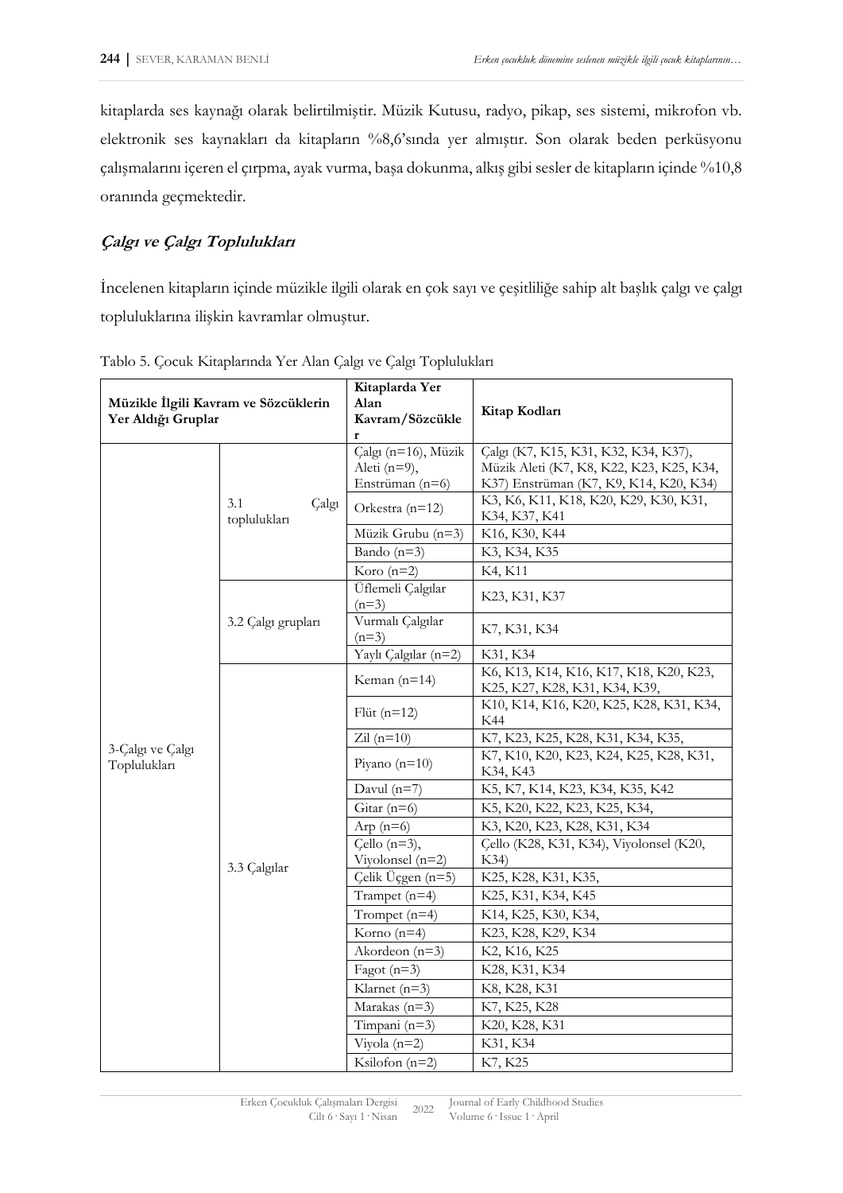kitaplarda ses kaynağı olarak belirtilmiştir. Müzik Kutusu, radyo, pikap, ses sistemi, mikrofon vb. elektronik ses kaynakları da kitapların %8,6'sında yer almıştır. Son olarak beden perküsyonu çalışmalarını içeren el çırpma, ayak vurma, başa dokunma, alkış gibi sesler de kitapların içinde %10,8 oranında geçmektedir.

### *Çalgı ve Çalgı Toplulukları*

İncelenen kitapların içinde müzikle ilgili olarak en çok sayı ve çeşitliliğe sahip alt başlık çalgı ve çalgı topluluklarına ilişkin kavramlar olmuştur.

Tablo 5. Çocuk Kitaplarında Yer Alan Çalgı ve Çalgı Toplulukları

| Müzikle İlgili Kavram ve Sözcüklerin Yer Aldığı Gruplar | | Kitaplarda Yer Alan Kavram/Sözcükler | Kitap Kodları |
|---|---|---|---|
| 3-Çalgı ve Çalgı Toplulukları | 3.1 Çalgı toplulukları | Çalgı (n=16), Müzik Aleti (n=9), Enstrüman (n=6) | Çalgı (K7, K15, K31, K32, K34, K37), Müzik Aleti (K7, K8, K22, K23, K25, K34, K37) Enstrüman (K7, K9, K14, K20, K34) |
| | | Orkestra (n=12) | K3, K6, K11, K18, K20, K29, K30, K31, K34, K37, K41 |
| | | Müzik Grubu (n=3) | K16, K30, K44 |
| | | Bando (n=3) | K3, K34, K35 |
| | | Koro (n=2) | K4, K11 |
| | 3.2 Çalgı grupları | Üflemeli Çalgılar (n=3) | K23, K31, K37 |
| | | Vurmalı Çalgılar (n=3) | K7, K31, K34 |
| | | Yaylı Çalgılar (n=2) | K31, K34 |
| | 3.3 Çalgılar | Keman (n=14) | K6, K13, K14, K16, K17, K18, K20, K23, K25, K27, K28, K31, K34, K39, |
| | | Flüt (n=12) | K10, K14, K16, K20, K25, K28, K31, K34, K44 |
| | | Zil (n=10) | K7, K23, K25, K28, K31, K34, K35, |
| | | Piyano (n=10) | K7, K10, K20, K23, K24, K25, K28, K31, K34, K43 |
| | | Davul (n=7) | K5, K7, K14, K23, K34, K35, K42 |
| | | Gitar (n=6) | K5, K20, K22, K23, K25, K34, |
| | | Arp (n=6) | K3, K20, K23, K28, K31, K34 |
| | | Çello (n=3), Viyolonsel (n=2) | Çello (K28, K31, K34), Viyolonsel (K20, K34) |
| | | Çelik Üçgen (n=5) | K25, K28, K31, K35, |
| | | Trampet (n=4) | K25, K31, K34, K45 |
| | | Trompet (n=4) | K14, K25, K30, K34, |
| | | Korno (n=4) | K23, K28, K29, K34 |
| | | Akordeon (n=3) | K2, K16, K25 |
| | | Fagot (n=3) | K28, K31, K34 |
| | | Klarnet (n=3) | K8, K28, K31 |
| | | Marakas (n=3) | K7, K25, K28 |
| | | Timpani (n=3) | K20, K28, K31 |
| | | Viyola (n=2) | K31, K34 |
| | | Ksilofon (n=2) | K7, K25 |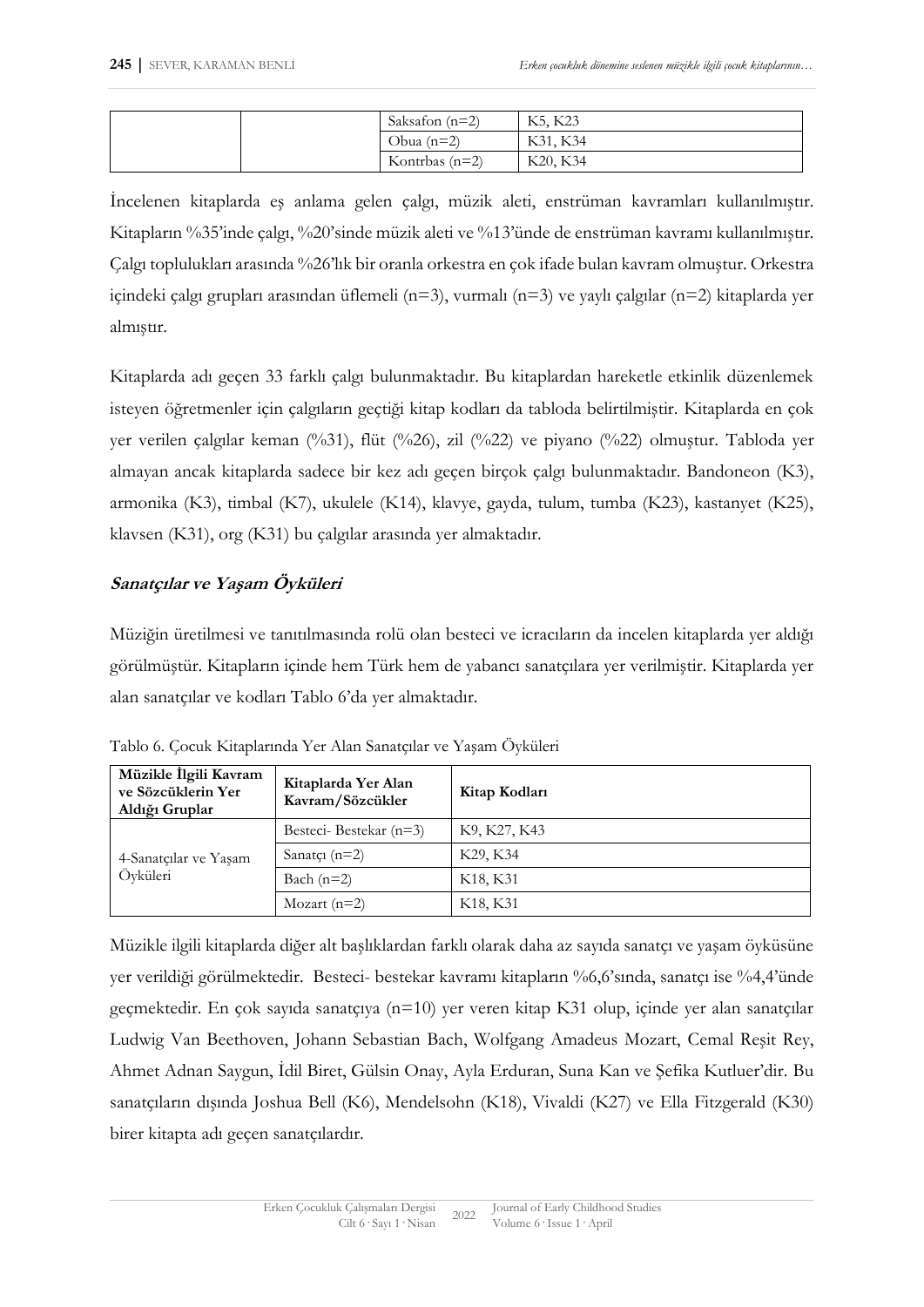| | | Saksafon (n=2) | K5, K23 |
|---|---|---|---|
| | | Obua (n=2) | K31, K34 |
| | | Kontrbas (n=2) | K20, K34 |

İncelenen kitaplarda eş anlama gelen çalgı, müzik aleti, enstrüman kavramları kullanılmıştır. Kitapların %35'inde çalgı, %20'sinde müzik aleti ve %13'ünde de enstrüman kavramı kullanılmıştır. Çalgı toplulukları arasında %26'lık bir oranla orkestra en çok ifade bulan kavram olmuştur. Orkestra içindeki çalgı grupları arasından üflemeli (n=3), vurmalı (n=3) ve yaylı çalgılar (n=2) kitaplarda yer almıştır.

Kitaplarda adı geçen 33 farklı çalgı bulunmaktadır. Bu kitaplardan hareketle etkinlik düzenlemek isteyen öğretmenler için çalgıların geçtiği kitap kodları da tabloda belirtilmiştir. Kitaplarda en çok yer verilen çalgılar keman (%31), flüt (%26), zil (%22) ve piyano (%22) olmuştur. Tabloda yer almayan ancak kitaplarda sadece bir kez adı geçen birçok çalgı bulunmaktadır. Bandoneon (K3), armonika (K3), timbal (K7), ukulele (K14), klavye, gayda, tulum, tumba (K23), kastanyet (K25), klavsen (K31), org (K31) bu çalgılar arasında yer almaktadır.

### *Sanatçılar ve Yaşam Öyküleri*

Müziğin üretilmesi ve tanıtılmasında rolü olan besteci ve icracıların da incelen kitaplarda yer aldığı görülmüştür. Kitapların içinde hem Türk hem de yabancı sanatçılara yer verilmiştir. Kitaplarda yer alan sanatçılar ve kodları Tablo 6'da yer almaktadır.

Tablo 6. Çocuk Kitaplarında Yer Alan Sanatçılar ve Yaşam Öyküleri

| Müzikle İlgili Kavram ve Sözcüklerin Yer Aldığı Gruplar | Kitaplarda Yer Alan Kavram/Sözcükler | Kitap Kodları |
|---|---|---|
| 4-Sanatçılar ve Yaşam Öyküleri | Besteci- Bestekar (n=3) | K9, K27, K43 |
| | Sanatçı (n=2) | K29, K34 |
| | Bach (n=2) | K18, K31 |
| | Mozart (n=2) | K18, K31 |

Müzikle ilgili kitaplarda diğer alt başlıklardan farklı olarak daha az sayıda sanatçı ve yaşam öyküsüne yer verildiği görülmektedir. Besteci- bestekar kavramı kitapların %6,6'sında, sanatçı ise %4,4'ünde geçmektedir. En çok sayıda sanatçıya (n=10) yer veren kitap K31 olup, içinde yer alan sanatçılar Ludwig Van Beethoven, Johann Sebastian Bach, Wolfgang Amadeus Mozart, Cemal Reşit Rey, Ahmet Adnan Saygun, İdil Biret, Gülsin Onay, Ayla Erduran, Suna Kan ve Şefika Kutluer'dir. Bu sanatçıların dışında Joshua Bell (K6), Mendelsohn (K18), Vivaldi (K27) ve Ella Fitzgerald (K30) birer kitapta adı geçen sanatçılardır.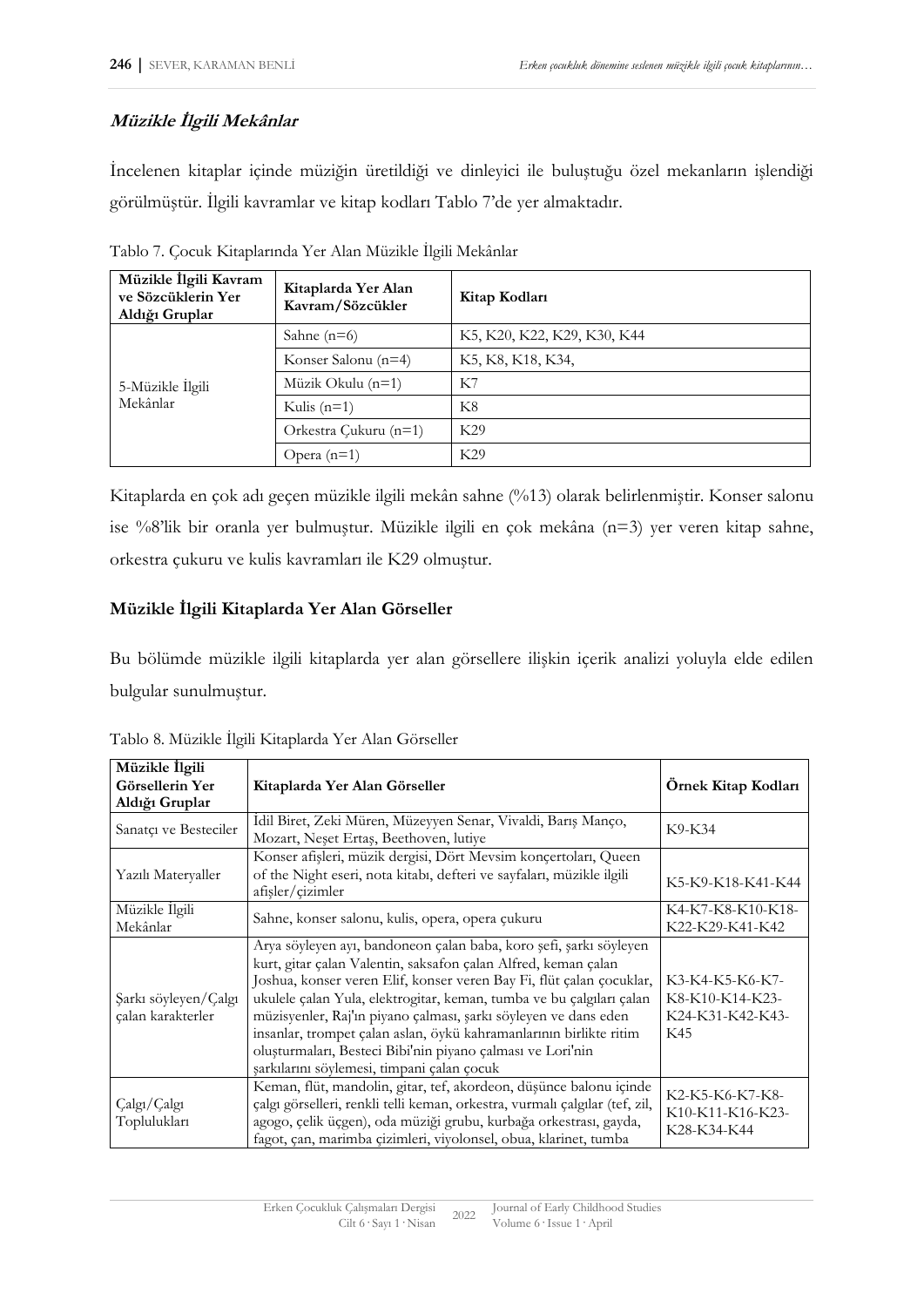### *Müzikle İlgili Mekânlar*

İncelenen kitaplar içinde müziğin üretildiği ve dinleyici ile buluştuğu özel mekanların işlendiği görülmüştür. İlgili kavramlar ve kitap kodları Tablo 7'de yer almaktadır.

Tablo 7. Çocuk Kitaplarında Yer Alan Müzikle İlgili Mekânlar

| Müzikle İlgili Kavram ve Sözcüklerin Yer Aldığı Gruplar | Kitaplarda Yer Alan Kavram/Sözcükler | Kitap Kodları |
|---|---|---|
| 5-Müzikle İlgili Mekânlar | Sahne (n=6) | K5, K20, K22, K29, K30, K44 |
| | Konser Salonu (n=4) | K5, K8, K18, K34, |
| | Müzik Okulu (n=1) | K7 |
| | Kulis (n=1) | K8 |
| | Orkestra Çukuru (n=1) | K29 |
| | Opera (n=1) | K29 |

Kitaplarda en çok adı geçen müzikle ilgili mekân sahne (%13) olarak belirlenmiştir. Konser salonu ise %8'lik bir oranla yer bulmuştur. Müzikle ilgili en çok mekâna (n=3) yer veren kitap sahne, orkestra çukuru ve kulis kavramları ile K29 olmuştur.

### Müzikle İlgili Kitaplarda Yer Alan Görseller

Bu bölümde müzikle ilgili kitaplarda yer alan görsellere ilişkin içerik analizi yoluyla elde edilen bulgular sunulmuştur.

Tablo 8. Müzikle İlgili Kitaplarda Yer Alan Görseller

| Müzikle İlgili Görsellerin Yer Aldığı Gruplar | Kitaplarda Yer Alan Görseller | Örnek Kitap Kodları |
|---|---|---|
| Sanatçı ve Besteciler | İdil Biret, Zeki Müren, Müzeyyen Senar, Vivaldi, Barış Manço, Mozart, Neşet Ertaş, Beethoven, lutiye | K9-K34 |
| Yazılı Materyaller | Konser afişleri, müzik dergisi, Dört Mevsim konçertoları, Queen of the Night eseri, nota kitabı, defteri ve sayfaları, müzikle ilgili afişler/çizimler | K5-K9-K18-K41-K44 |
| Müzikle İlgili Mekânlar | Sahne, konser salonu, kulis, opera, opera çukuru | K4-K7-K8-K10-K18-K22-K29-K41-K42 |
| Şarkı söyleyen/Çalgı çalan karakterler | Arya söyleyen ayı, bandoneon çalan baba, koro şefi, şarkı söyleyen kurt, gitar çalan Valentin, saksafon çalan Alfred, keman çalan Joshua, konser veren Elif, konser veren Bay Fi, flüt çalan çocuklar, ukulele çalan Yula, elektrogitar, keman, tumba ve bu çalgıları çalan müzisyenler, Raj'ın piyano çalması, şarkı söyleyen ve dans eden insanlar, trompet çalan aslan, öykü kahramanlarının birlikte ritim oluşturmaları, Besteci Bibi'nin piyano çalması ve Lori'nin şarkılarını söylemesi, timpani çalan çocuk | K3-K4-K5-K6-K7-K8-K10-K14-K23-K24-K31-K42-K43-K45 |
| Çalgı/Çalgı Toplulukları | Keman, flüt, mandolin, gitar, tef, akordeon, düşünce balonu içinde çalgı görselleri, renkli telli keman, orkestra, vurmalı çalgılar (tef, zil, agogo, çelik üçgen), oda müziği grubu, kurbağa orkestrası, gayda, fagot, çan, marimba çizimleri, viyolonsel, obua, klarinet, tumba | K2-K5-K6-K7-K8-K10-K11-K16-K23-K28-K34-K44 |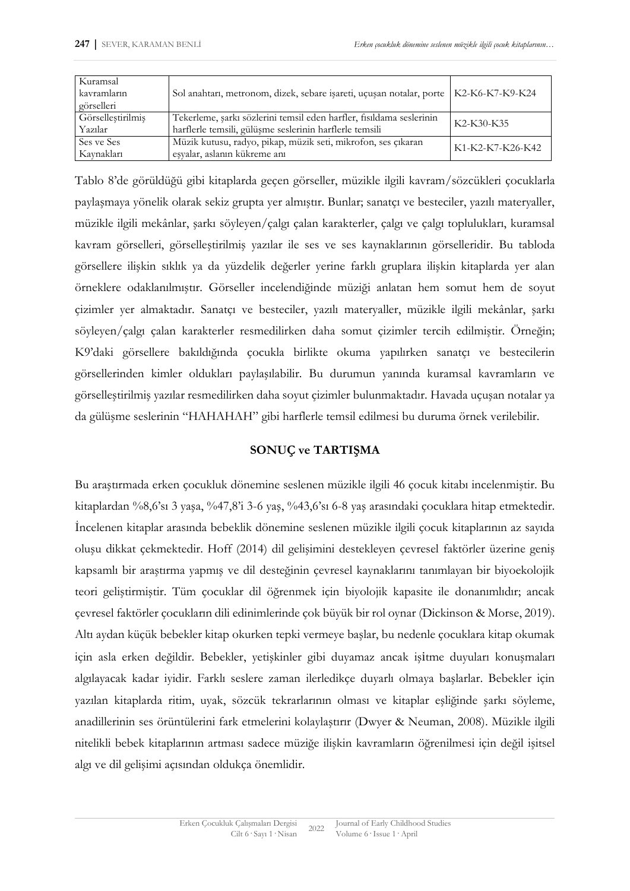| Kuramsal kavramların görselleri | Sol anahtarı, metronom, dizek, sebare işareti, uçuşan notalar, porte | K2-K6-K7-K9-K24 |
|---|---|---|
| Görselleştirilmiş Yazılar | Tekerleme, şarkı sözlerini temsil eden harfler, fısıldama seslerinin harflerle temsili, gülüşme seslerinin harflerle temsili | K2-K30-K35 |
| Ses ve Ses Kaynakları | Müzik kutusu, radyo, pikap, müzik seti, mikrofon, ses çıkaran eşyalar, aslanın kükreme anı | K1-K2-K7-K26-K42 |

Tablo 8'de görüldüğü gibi kitaplarda geçen görseller, müzikle ilgili kavram/sözcükleri çocuklarla paylaşmaya yönelik olarak sekiz grupta yer almıştır. Bunlar; sanatçı ve besteciler, yazılı materyaller, müzikle ilgili mekânlar, şarkı söyleyen/çalgı çalan karakterler, çalgı ve çalgı toplulukları, kuramsal kavram görselleri, görselleştirilmiş yazılar ile ses ve ses kaynaklarının görselleridir. Bu tabloda görsellere ilişkin sıklık ya da yüzdelik değerler yerine farklı gruplara ilişkin kitaplarda yer alan örneklere odaklanılmıştır. Görseller incelendiğinde müziği anlatan hem somut hem de soyut çizimler yer almaktadır. Sanatçı ve besteciler, yazılı materyaller, müzikle ilgili mekânlar, şarkı söyleyen/çalgı çalan karakterler resmedilirken daha somut çizimler tercih edilmiştir. Örneğin; K9'daki görsellere bakıldığında çocukla birlikte okuma yapılırken sanatçı ve bestecilerin görsellerinden kimler oldukları paylaşılabilir. Bu durumun yanında kuramsal kavramların ve görselleştirilmiş yazılar resmedilirken daha soyut çizimler bulunmaktadır. Havada uçuşan notalar ya da gülüşme seslerinin "HAHAHAH" gibi harflerle temsil edilmesi bu duruma örnek verilebilir.

## SONUÇ ve TARTIŞMA

Bu araştırmada erken çocukluk dönemine seslenen müzikle ilgili 46 çocuk kitabı incelenmiştir. Bu kitaplardan %8,6'sı 3 yaşa, %47,8'i 3-6 yaş, %43,6'sı 6-8 yaş arasındaki çocuklara hitap etmektedir. İncelenen kitaplar arasında bebeklik dönemine seslenen müzikle ilgili çocuk kitaplarının az sayıda oluşu dikkat çekmektedir. Hoff (2014) dil gelişimini destekleyen çevresel faktörler üzerine geniş kapsamlı bir araştırma yapmış ve dil desteğinin çevresel kaynaklarını tanımlayan bir biyoekolojik teori geliştirmiştir. Tüm çocuklar dil öğrenmek için biyolojik kapasite ile donanımlıdır; ancak çevresel faktörler çocukların dili edinimlerinde çok büyük bir rol oynar (Dickinson & Morse, 2019). Altı aydan küçük bebekler kitap okurken tepki vermeye başlar, bu nedenle çocuklara kitap okumak için asla erken değildir. Bebekler, yetişkinler gibi duyamaz ancak işitme duyuları konuşmaları algılayacak kadar iyidir. Farklı seslere zaman ilerledikçe duyarlı olmaya başlarlar. Bebekler için yazılan kitaplarda ritim, uyak, sözcük tekrarlarının olması ve kitaplar eşliğinde şarkı söyleme, anadillerinin ses örüntülerini fark etmelerini kolaylaştırır (Dwyer & Neuman, 2008). Müzikle ilgili nitelikli bebek kitaplarının artması sadece müziğe ilişkin kavramların öğrenilmesi için değil işitsel algı ve dil gelişimi açısından oldukça önemlidir.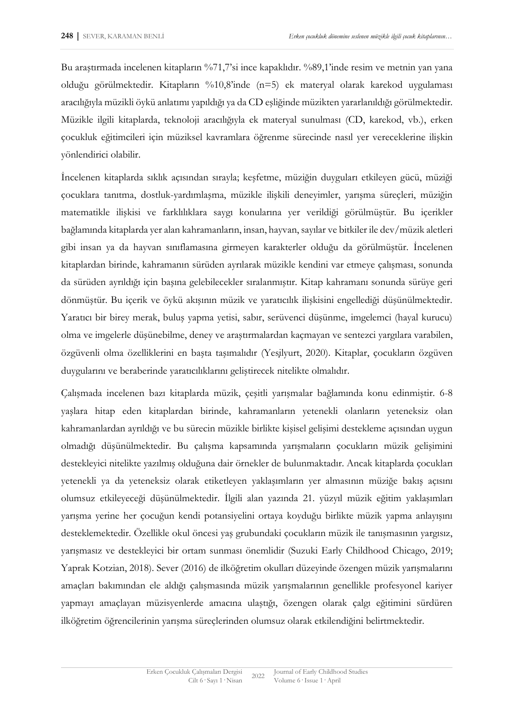Bu araştırmada incelenen kitapların %71,7'si ince kapaklıdır. %89,1'inde resim ve metnin yan yana olduğu görülmektedir. Kitapların %10,8'inde (n=5) ek materyal olarak karekod uygulaması aracılığıyla müzikli öykü anlatımı yapıldığı ya da CD eşliğinde müzikten yararlanıldığı görülmektedir. Müzikle ilgili kitaplarda, teknoloji aracılığıyla ek materyal sunulması (CD, karekod, vb.), erken çocukluk eğitimcileri için müziksel kavramlara öğrenme sürecinde nasıl yer vereceklerine ilişkin yönlendirici olabilir.

İncelenen kitaplarda sıklık açısından sırayla; keşfetme, müziğin duyguları etkileyen gücü, müziği çocuklara tanıtma, dostluk-yardımlaşma, müzikle ilişkili deneyimler, yarışma süreçleri, müziğin matematikle ilişkisi ve farklılıklara saygı konularına yer verildiği görülmüştür. Bu içerikler bağlamında kitaplarda yer alan kahramanların, insan, hayvan, sayılar ve bitkiler ile dev/müzik aletleri gibi insan ya da hayvan sınıflamasına girmeyen karakterler olduğu da görülmüştür. İncelenen kitaplardan birinde, kahramanın sürüden ayrılarak müzikle kendini var etmeye çalışması, sonunda da sürüden ayrıldığı için başına gelebilecekler sıralanmıştır. Kitap kahramanı sonunda sürüye geri dönmüştür. Bu içerik ve öykü akışının müzik ve yaratıcılık ilişkisini engellediği düşünülmektedir. Yaratıcı bir birey merak, buluş yapma yetisi, sabır, serüvenci düşünme, imgelemci (hayal kurucu) olma ve imgelerle düşünebilme, deney ve araştırmalardan kaçmayan ve sentezci yargılara varabilen, özgüvenli olma özelliklerini en başta taşımalıdır (Yeşilyurt, 2020). Kitaplar, çocukların özgüven duygularını ve beraberinde yaratıcılıklarını geliştirecek nitelikte olmalıdır.

Çalışmada incelenen bazı kitaplarda müzik, çeşitli yarışmalar bağlamında konu edinmiştir. 6-8 yaşlara hitap eden kitaplardan birinde, kahramanların yetenekli olanların yeteneksiz olan kahramanlardan ayrıldığı ve bu sürecin müzikle birlikte kişisel gelişimi destekleme açısından uygun olmadığı düşünülmektedir. Bu çalışma kapsamında yarışmaların çocukların müzik gelişimini destekleyici nitelikte yazılmış olduğuna dair örnekler de bulunmaktadır. Ancak kitaplarda çocukları yetenekli ya da yeteneksiz olarak etiketleyen yaklaşımların yer almasının müziğe bakış açısını olumsuz etkileyeceği düşünülmektedir. İlgili alan yazında 21. yüzyıl müzik eğitim yaklaşımları yarışma yerine her çocuğun kendi potansiyelini ortaya koyduğu birlikte müzik yapma anlayışını desteklemektedir. Özellikle okul öncesi yaş grubundaki çocukların müzik ile tanışmasının yargısız, yarışmasız ve destekleyici bir ortam sunması önemlidir (Suzuki Early Childhood Chicago, 2019; Yaprak Kotzian, 2018). Sever (2016) de ilköğretim okulları düzeyinde özengen müzik yarışmalarını amaçları bakımından ele aldığı çalışmasında müzik yarışmalarının genellikle profesyonel kariyer yapmayı amaçlayan müzisyenlerde amacına ulaştığı, özengen olarak çalgı eğitimini sürdüren ilköğretim öğrencilerinin yarışma süreçlerinden olumsuz olarak etkilendiğini belirtmektedir.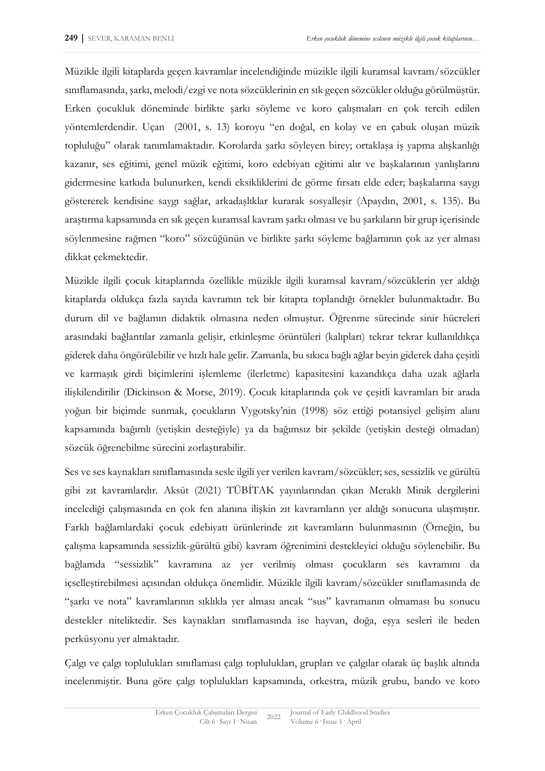Müzikle ilgili kitaplarda geçen kavramlar incelendiğinde müzikle ilgili kuramsal kavram/sözcükler sınıflamasında, şarkı, melodi/ezgi ve nota sözcüklerinin en sık geçen sözcükler olduğu görülmüştür. Erken çocukluk döneminde birlikte şarkı söyleme ve koro çalışmaları en çok tercih edilen yöntemlerdendir. Uçan (2001, s. 13) koroyu "en doğal, en kolay ve en çabuk oluşan müzik topluluğu" olarak tanımlamaktadır. Korolarda şarkı söyleyen birey; ortaklaşa iş yapma alışkanlığı kazanır, ses eğitimi, genel müzik eğitimi, koro edebiyatı eğitimi alır ve başkalarının yanlışlarını gidermesine katkıda bulunurken, kendi eksikliklerini de görme fırsatı elde eder; başkalarına saygı göstererek kendisine saygı sağlar, arkadaşlıklar kurarak sosyalleşir (Apaydın, 2001, s. 135). Bu araştırma kapsamında en sık geçen kuramsal kavram şarkı olması ve bu şarkıların bir grup içerisinde söylenmesine rağmen "koro" sözcüğünün ve birlikte şarkı söyleme bağlamının çok az yer alması dikkat çekmektedir.

Müzikle ilgili çocuk kitaplarında özellikle müzikle ilgili kuramsal kavram/sözcüklerin yer aldığı kitaplarda oldukça fazla sayıda kavramın tek bir kitapta toplandığı örnekler bulunmaktadır. Bu durum dil ve bağlamın didaktik olmasına neden olmuştur. Öğrenme sürecinde sinir hücreleri arasındaki bağlantılar zamanla gelişir, etkinleşme örüntüleri (kalıpları) tekrar tekrar kullanıldıkça giderek daha öngörülebilir ve hızlı hale gelir. Zamanla, bu sıkıca bağlı ağlar beyin giderek daha çeşitli ve karmaşık girdi biçimlerini işlemleme (ilerletme) kapasitesini kazandıkça daha uzak ağlarla ilişkilendirilir (Dickinson & Morse, 2019). Çocuk kitaplarında çok ve çeşitli kavramları bir arada yoğun bir biçimde sunmak, çocukların Vygotsky'nin (1998) söz ettiği potansiyel gelişim alanı kapsamında bağımlı (yetişkin desteğiyle) ya da bağımsız bir şekilde (yetişkin desteği olmadan) sözcük öğrenebilme sürecini zorlaştırabilir.

Ses ve ses kaynakları sınıflamasında sesle ilgili yer verilen kavram/sözcükler; ses, sessizlik ve gürültü gibi zıt kavramlardır. Aksüt (2021) TÜBİTAK yayınlarından çıkan Meraklı Minik dergilerini incelediği çalışmasında en çok fen alanına ilişkin zıt kavramların yer aldığı sonucuna ulaşmıştır. Farklı bağlamlardaki çocuk edebiyatı ürünlerinde zıt kavramların bulunmasının (Örneğin, bu çalışma kapsamında sessizlik-gürültü gibi) kavram öğrenimini destekleyici olduğu söylenebilir. Bu bağlamda "sessizlik" kavramına az yer verilmiş olması çocukların ses kavramını da içselleştirebilmesi açısından oldukça önemlidir. Müzikle ilgili kavram/sözcükler sınıflamasında de "şarkı ve nota" kavramlarının sıklıkla yer alması ancak "sus" kavramanın olmaması bu sonucu destekler niteliktedir. Ses kaynakları sınıflamasında ise hayvan, doğa, eşya sesleri ile beden perküsyonu yer almaktadır.

Çalgı ve çalgı toplulukları sınıflaması çalgı toplulukları, grupları ve çalgılar olarak üç başlık altında incelenmiştir. Buna göre çalgı toplulukları kapsamında, orkestra, müzik grubu, bando ve koro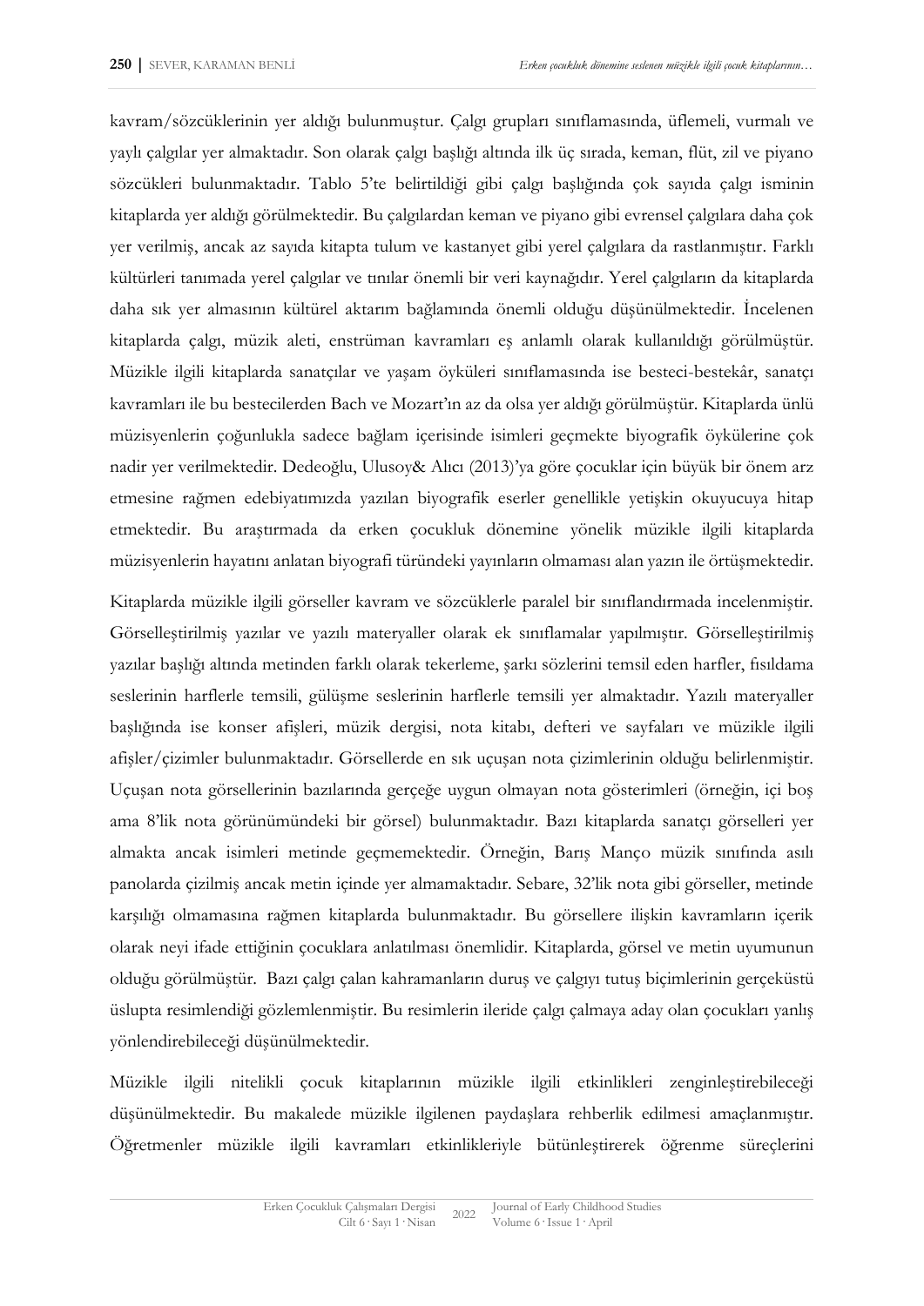kavram/sözcüklerinin yer aldığı bulunmuştur. Çalgı grupları sınıflamasında, üflemeli, vurmalı ve yaylı çalgılar yer almaktadır. Son olarak çalgı başlığı altında ilk üç sırada, keman, flüt, zil ve piyano sözcükleri bulunmaktadır. Tablo 5'te belirtildiği gibi çalgı başlığında çok sayıda çalgı isminin kitaplarda yer aldığı görülmektedir. Bu çalgılardan keman ve piyano gibi evrensel çalgılara daha çok yer verilmiş, ancak az sayıda kitapta tulum ve kastanyet gibi yerel çalgılara da rastlanmıştır. Farklı kültürleri tanımada yerel çalgılar ve tınılar önemli bir veri kaynağıdır. Yerel çalgıların da kitaplarda daha sık yer almasının kültürel aktarım bağlamında önemli olduğu düşünülmektedir. İncelenen kitaplarda çalgı, müzik aleti, enstrüman kavramları eş anlamlı olarak kullanıldığı görülmüştür. Müzikle ilgili kitaplarda sanatçılar ve yaşam öyküleri sınıflamasında ise besteci-bestekâr, sanatçı kavramları ile bu bestecilerden Bach ve Mozart'ın az da olsa yer aldığı görülmüştür. Kitaplarda ünlü müzisyenlerin çoğunlukla sadece bağlam içerisinde isimleri geçmekte biyografik öykülerine çok nadir yer verilmektedir. Dedeoğlu, Ulusoy& Alıcı (2013)'ya göre çocuklar için büyük bir önem arz etmesine rağmen edebiyatımızda yazılan biyografik eserler genellikle yetişkin okuyucuya hitap etmektedir. Bu araştırmada da erken çocukluk dönemine yönelik müzikle ilgili kitaplarda müzisyenlerin hayatını anlatan biyografi türündeki yayınların olmaması alan yazın ile örtüşmektedir.

Kitaplarda müzikle ilgili görseller kavram ve sözcüklerle paralel bir sınıflandırmada incelenmiştir. Görselleştirilmiş yazılar ve yazılı materyaller olarak ek sınıflamalar yapılmıştır. Görselleştirilmiş yazılar başlığı altında metinden farklı olarak tekerleme, şarkı sözlerini temsil eden harfler, fısıldama seslerinin harflerle temsili, gülüşme seslerinin harflerle temsili yer almaktadır. Yazılı materyaller başlığında ise konser afişleri, müzik dergisi, nota kitabı, defteri ve sayfaları ve müzikle ilgili afişler/çizimler bulunmaktadır. Görsellerde en sık uçuşan nota çizimlerinin olduğu belirlenmiştir. Uçuşan nota görsellerinin bazılarında gerçeğe uygun olmayan nota gösterimleri (örneğin, içi boş ama 8'lik nota görünümündeki bir görsel) bulunmaktadır. Bazı kitaplarda sanatçı görselleri yer almakta ancak isimleri metinde geçmemektedir. Örneğin, Barış Manço müzik sınıfında asılı panolarda çizilmiş ancak metin içinde yer almamaktadır. Sebare, 32'lik nota gibi görseller, metinde karşılığı olmamasına rağmen kitaplarda bulunmaktadır. Bu görsellere ilişkin kavramların içerik olarak neyi ifade ettiğinin çocuklara anlatılması önemlidir. Kitaplarda, görsel ve metin uyumunun olduğu görülmüştür. Bazı çalgı çalan kahramanların duruş ve çalgıyı tutuş biçimlerinin gerçeküstü üslupta resimlendiği gözlemlenmiştir. Bu resimlerin ileride çalgı çalmaya aday olan çocukları yanlış yönlendirebileceği düşünülmektedir.

Müzikle ilgili nitelikli çocuk kitaplarının müzikle ilgili etkinlikleri zenginleştirebileceği düşünülmektedir. Bu makalede müzikle ilgilenen paydaşlara rehberlik edilmesi amaçlanmıştır. Öğretmenler müzikle ilgili kavramları etkinlikleriyle bütünleştirerek öğrenme süreçlerini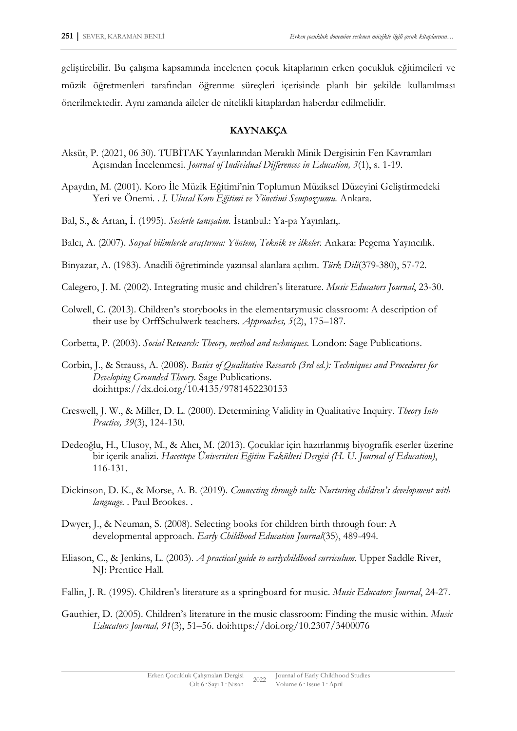geliştirebilir. Bu çalışma kapsamında incelenen çocuk kitaplarının erken çocukluk eğitimcileri ve müzik öğretmenleri tarafından öğrenme süreçleri içerisinde planlı bir şekilde kullanılması önerilmektedir. Aynı zamanda aileler de nitelikli kitaplardan haberdar edilmelidir.

## KAYNAKÇA

Aksüt, P. (2021, 06 30). TUBİTAK Yayınlarından Meraklı Minik Dergisinin Fen Kavramları Açısından İncelenmesi. *Journal of Individual Differences in Education, 3*(1), s. 1-19.

Apaydın, M. (2001). Koro İle Müzik Eğitimi'nin Toplumun Müziksel Düzeyini Geliştirmedeki Yeri ve Önemi. . *I. Ulusal Koro Eğitimi ve Yönetimi Sempozyumu.* Ankara.

Bal, S., & Artan, İ. (1995). *Seslerle tanışalım.* İstanbul.: Ya-pa Yayınları,.

Balcı, A. (2007). *Sosyal bilimlerde araştırma: Yöntem, Teknik ve ilkeler.* Ankara: Pegema Yayıncılık.

Binyazar, A. (1983). Anadili öğretiminde yazınsal alanlara açılım. *Türk Dili*(379-380), 57-72.

Calegero, J. M. (2002). Integrating music and children's literature. *Music Educators Journal*, 23-30.

Colwell, C. (2013). Children's storybooks in the elementarymusic classroom: A description of their use by OrffSchulwerk teachers. *Approaches, 5*(2), 175–187.

Corbetta, P. (2003). *Social Research: Theory, method and techniques.* London: Sage Publications.

Corbin, J., & Strauss, A. (2008). *Basics of Qualitative Research (3rd ed.): Techniques and Procedures for Developing Grounded Theory.* Sage Publications. doi:https:/dx.doi.org/10.4135/9781452230153

Creswell, J. W., & Miller, D. L. (2000). Determining Validity in Qualitative Inquiry. *Theory Into Practice, 39*(3), 124-130.

Dedeoğlu, H., Ulusoy, M., & Alıcı, M. (2013). Çocuklar için hazırlanmış biyografik eserler üzerine bir içerik analizi. *Hacettepe Üniversitesi Eğitim Fakültesi Dergisi (H. U. Journal of Education)*, 116-131.

Dickinson, D. K., & Morse, A. B. (2019). *Connecting through talk: Nurturing children's development with language.* . Paul Brookes. .

Dwyer, J., & Neuman, S. (2008). Selecting books for children birth through four: A developmental approach. *Early Childhood Education Journal*(35), 489-494.

Eliason, C., & Jenkins, L. (2003). *A practical guide to earlychildhood curriculum.* Upper Saddle River, NJ: Prentice Hall.

Fallin, J. R. (1995). Children's literature as a springboard for music. *Music Educators Journal*, 24-27.

Gauthier, D. (2005). Children's literature in the music classroom: Finding the music within. *Music Educators Journal, 91*(3), 51–56. doi:https://doi.org/10.2307/3400076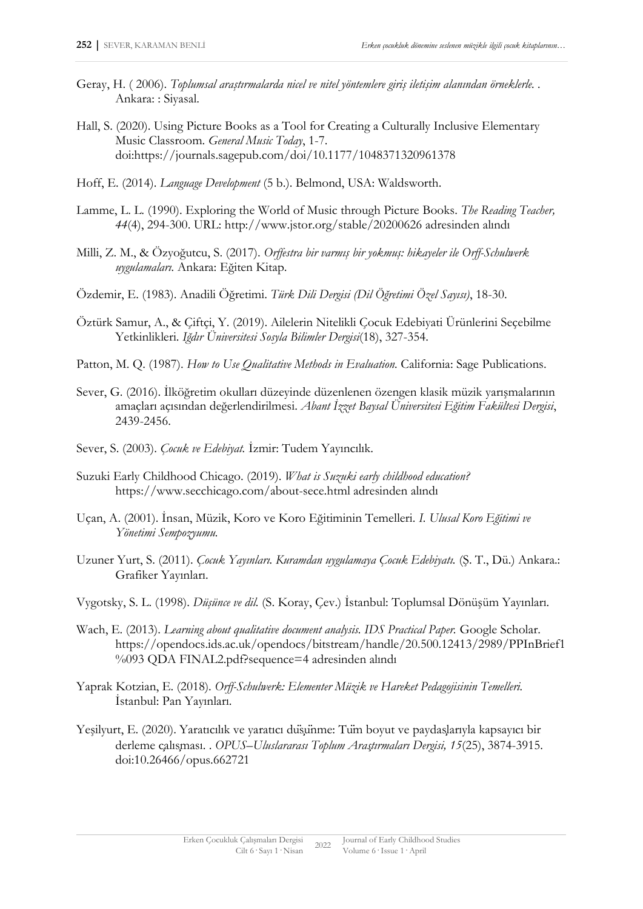Geray, H. ( 2006). *Toplumsal araştırmalarda nicel ve nitel yöntemlere giriş iletişim alanından örneklerle.* . Ankara: : Siyasal.

Hall, S. (2020). Using Picture Books as a Tool for Creating a Culturally Inclusive Elementary Music Classroom. *General Music Today*, 1-7. doi:https://journals.sagepub.com/doi/10.1177/1048371320961378

Hoff, E. (2014). *Language Development* (5 b.). Belmond, USA: Waldsworth.

Lamme, L. L. (1990). Exploring the World of Music through Picture Books. *The Reading Teacher, 44*(4), 294-300. URL: http://www.jstor.org/stable/20200626 adresinden alındı

Milli, Z. M., & Özyoğutcu, S. (2017). *Orffestra bir varmış bir yokmuş: hikayeler ile Orff-Schulwerk uygulamaları.* Ankara: Eğiten Kitap.

Özdemir, E. (1983). Anadili Öğretimi. *Türk Dili Dergisi (Dil Öğretimi Özel Sayısı)*, 18-30.

Öztürk Samur, A., & Çiftçi, Y. (2019). Ailelerin Nitelikli Çocuk Edebiyati Ürünlerini Seçebilme Yetkinlikleri. *Iğdır Üniversitesi Sosyla Bilimler Dergisi*(18), 327-354.

Patton, M. Q. (1987). *How to Use Qualitative Methods in Evaluation.* California: Sage Publications.

Sever, G. (2016). İlköğretim okulları düzeyinde düzenlenen özengen klasik müzik yarışmalarının amaçları açısından değerlendirilmesi. *Abant İzzet Baysal Üniversitesi Eğitim Fakültesi Dergisi*, 2439-2456.

Sever, S. (2003). *Çocuk ve Edebiyat.* İzmir: Tudem Yayıncılık.

Suzuki Early Childhood Chicago. (2019). *What is Suzuki early childhood education?* https://www.secchicago.com/about-sece.html adresinden alındı

Uçan, A. (2001). İnsan, Müzik, Koro ve Koro Eğitiminin Temelleri. *I. Ulusal Koro Eğitimi ve Yönetimi Sempozyumu.*

Uzuner Yurt, S. (2011). *Çocuk Yayınları. Kuramdan uygulamaya Çocuk Edebiyatı.* (Ş. T., Dü.) Ankara.: Grafiker Yayınları.

Vygotsky, S. L. (1998). *Düşünce ve dil.* (S. Koray, Çev.) İstanbul: Toplumsal Dönüşüm Yayınları.

Wach, E. (2013). *Learning about qualitative document analysis. IDS Practical Paper.* Google Scholar. https://opendocs.ids.ac.uk/opendocs/bitstream/handle/20.500.12413/2989/PPInBrief1%093 QDA FINAL2.pdf?sequence=4 adresinden alındı

Yaprak Kotzian, E. (2018). *Orff-Schulwerk: Elementer Müzik ve Hareket Pedagojisinin Temelleri.* İstanbul: Pan Yayınları.

Yeşilyurt, E. (2020). Yaratıcılık ve yaratıcı düşünme: Tüm boyut ve paydaşlarıyla kapsayıcı bir derleme çalışması. . *OPUS–Uluslararası Toplum Araştırmaları Dergisi, 15*(25), 3874-3915. doi:10.26466/opus.662721